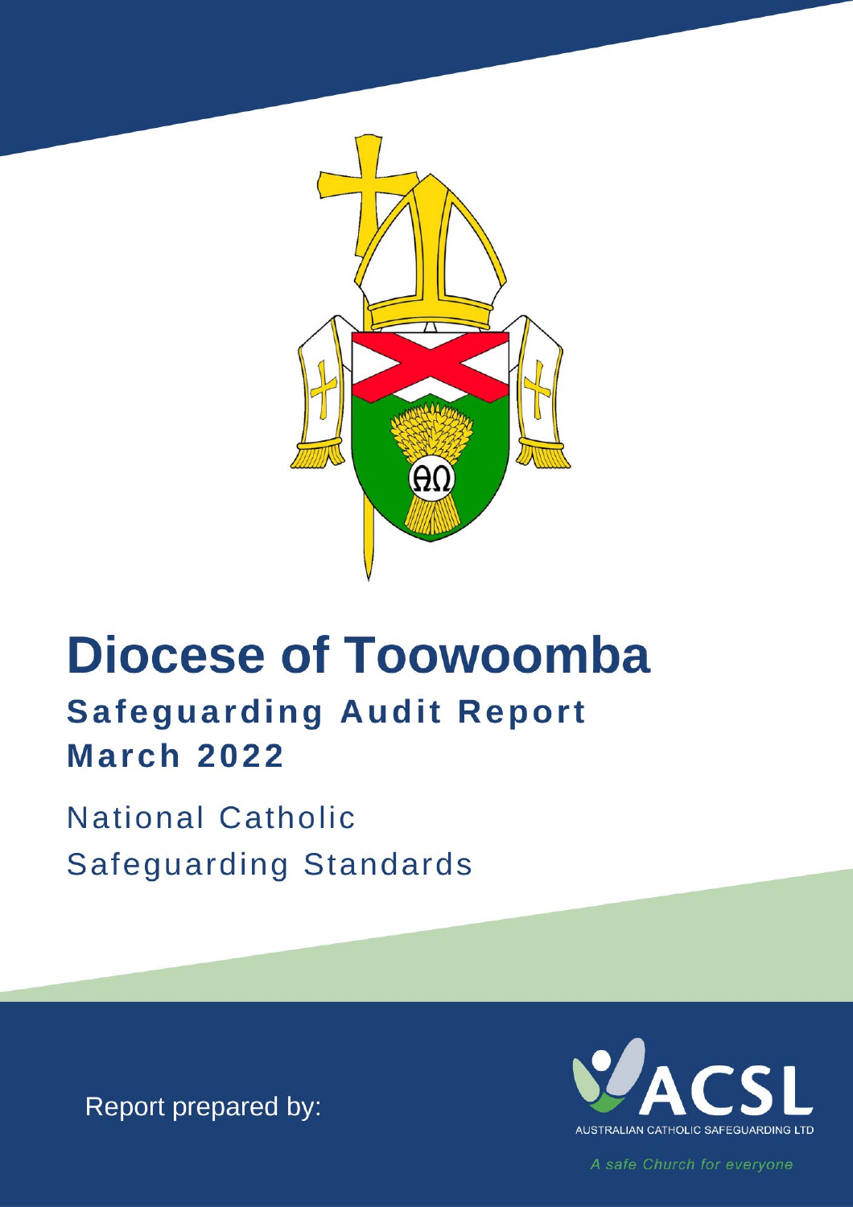# Diocese of Toowoomba

## Safeguarding Audit Report
## March 2022

National Catholic Safeguarding Standards

Report prepared by:

ACSL
AUSTRALIAN CATHOLIC SAFEGUARDING LTD

*A safe Church for everyone*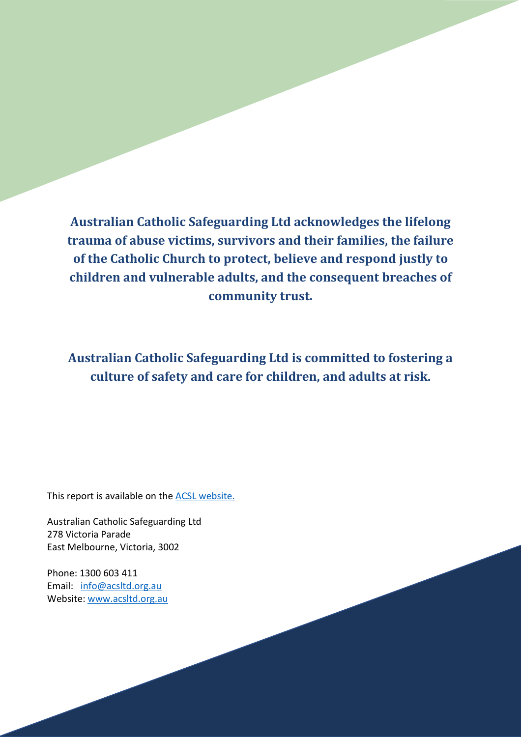**Australian Catholic Safeguarding Ltd acknowledges the lifelong trauma of abuse victims, survivors and their families, the failure of the Catholic Church to protect, believe and respond justly to children and vulnerable adults, and the consequent breaches of community trust.**

**Australian Catholic Safeguarding Ltd is committed to fostering a culture of safety and care for children, and adults at risk.**

This report is available on the [ACSL website.](www.acsltd.org.au)

Australian Catholic Safeguarding Ltd
278 Victoria Parade
East Melbourne, Victoria, 3002

Phone: 1300 603 411
Email: [info@acsltd.org.au](mailto:info@acsltd.org.au)
Website: [www.acsltd.org.au](www.acsltd.org.au)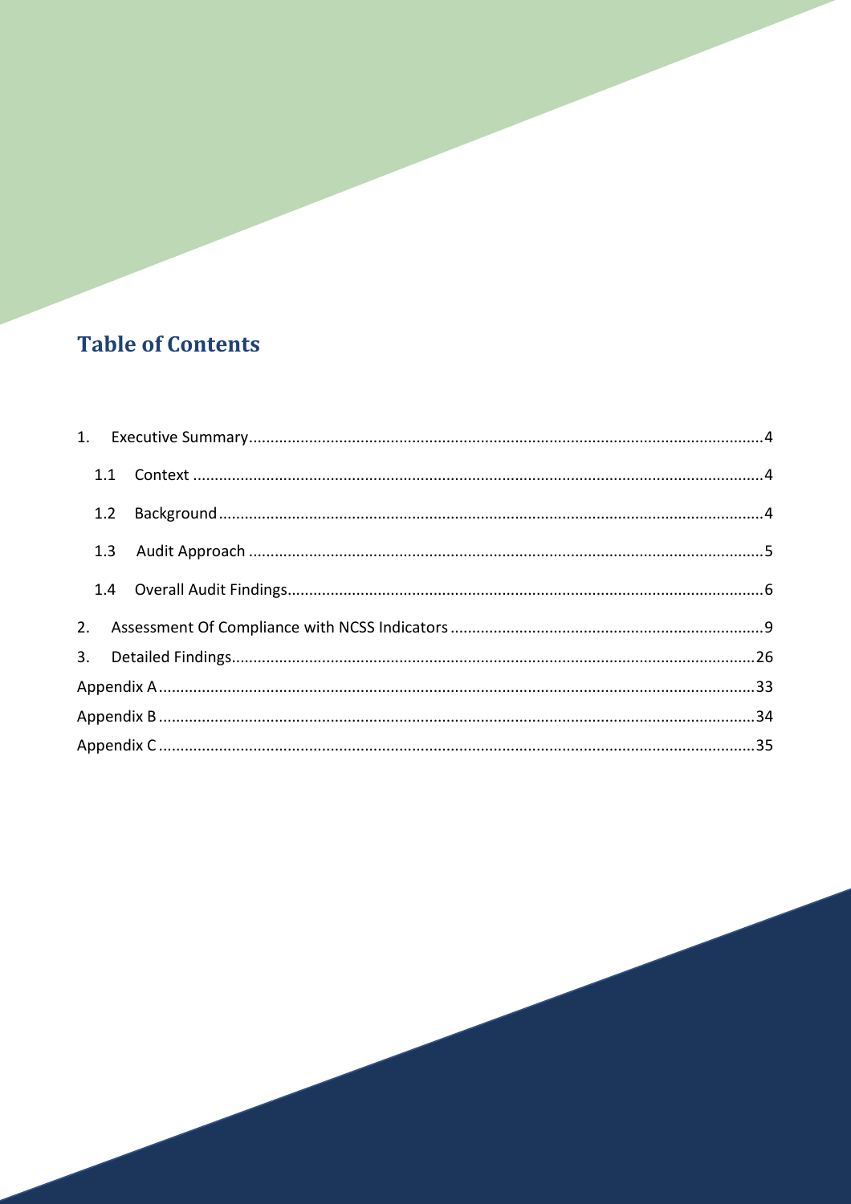# Table of Contents

1. Executive Summary....................................................................................................................4
    - 1.1 Context ....................................................................................................................4
    - 1.2 Background..............................................................................................................4
    - 1.3 Audit Approach .......................................................................................................5
    - 1.4 Overall Audit Findings..............................................................................................6
2. Assessment Of Compliance with NCSS Indicators .........................................................................9
3. Detailed Findings.........................................................................................................................26

Appendix A.........................................................................................................................................33

Appendix B .........................................................................................................................................34

Appendix C .........................................................................................................................................35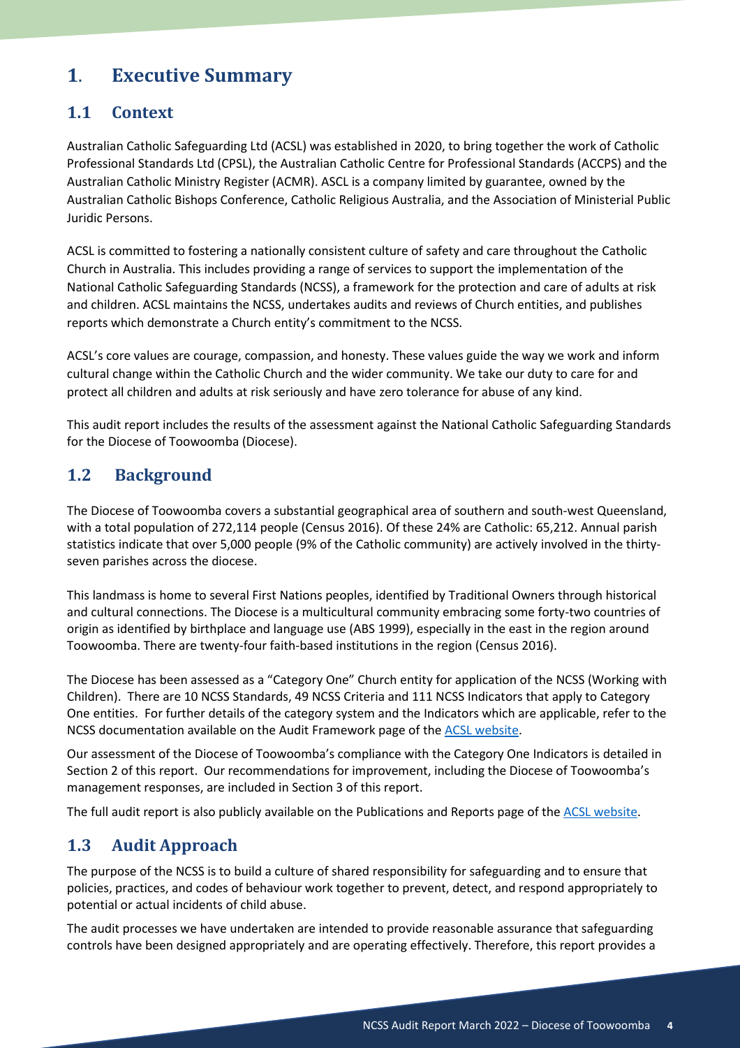# 1. Executive Summary

## 1.1 Context

Australian Catholic Safeguarding Ltd (ACSL) was established in 2020, to bring together the work of Catholic Professional Standards Ltd (CPSL), the Australian Catholic Centre for Professional Standards (ACCPS) and the Australian Catholic Ministry Register (ACMR). ASCL is a company limited by guarantee, owned by the Australian Catholic Bishops Conference, Catholic Religious Australia, and the Association of Ministerial Public Juridic Persons.

ACSL is committed to fostering a nationally consistent culture of safety and care throughout the Catholic Church in Australia. This includes providing a range of services to support the implementation of the National Catholic Safeguarding Standards (NCSS), a framework for the protection and care of adults at risk and children. ACSL maintains the NCSS, undertakes audits and reviews of Church entities, and publishes reports which demonstrate a Church entity's commitment to the NCSS.

ACSL's core values are courage, compassion, and honesty. These values guide the way we work and inform cultural change within the Catholic Church and the wider community. We take our duty to care for and protect all children and adults at risk seriously and have zero tolerance for abuse of any kind.

This audit report includes the results of the assessment against the National Catholic Safeguarding Standards for the Diocese of Toowoomba (Diocese).

## 1.2 Background

The Diocese of Toowoomba covers a substantial geographical area of southern and south-west Queensland, with a total population of 272,114 people (Census 2016). Of these 24% are Catholic: 65,212. Annual parish statistics indicate that over 5,000 people (9% of the Catholic community) are actively involved in the thirty-seven parishes across the diocese.

This landmass is home to several First Nations peoples, identified by Traditional Owners through historical and cultural connections. The Diocese is a multicultural community embracing some forty-two countries of origin as identified by birthplace and language use (ABS 1999), especially in the east in the region around Toowoomba. There are twenty-four faith-based institutions in the region (Census 2016).

The Diocese has been assessed as a "Category One" Church entity for application of the NCSS (Working with Children). There are 10 NCSS Standards, 49 NCSS Criteria and 111 NCSS Indicators that apply to Category One entities. For further details of the category system and the Indicators which are applicable, refer to the NCSS documentation available on the Audit Framework page of the ACSL website.

Our assessment of the Diocese of Toowoomba's compliance with the Category One Indicators is detailed in Section 2 of this report. Our recommendations for improvement, including the Diocese of Toowoomba's management responses, are included in Section 3 of this report.

The full audit report is also publicly available on the Publications and Reports page of the ACSL website.

## 1.3 Audit Approach

The purpose of the NCSS is to build a culture of shared responsibility for safeguarding and to ensure that policies, practices, and codes of behaviour work together to prevent, detect, and respond appropriately to potential or actual incidents of child abuse.

The audit processes we have undertaken are intended to provide reasonable assurance that safeguarding controls have been designed appropriately and are operating effectively. Therefore, this report provides a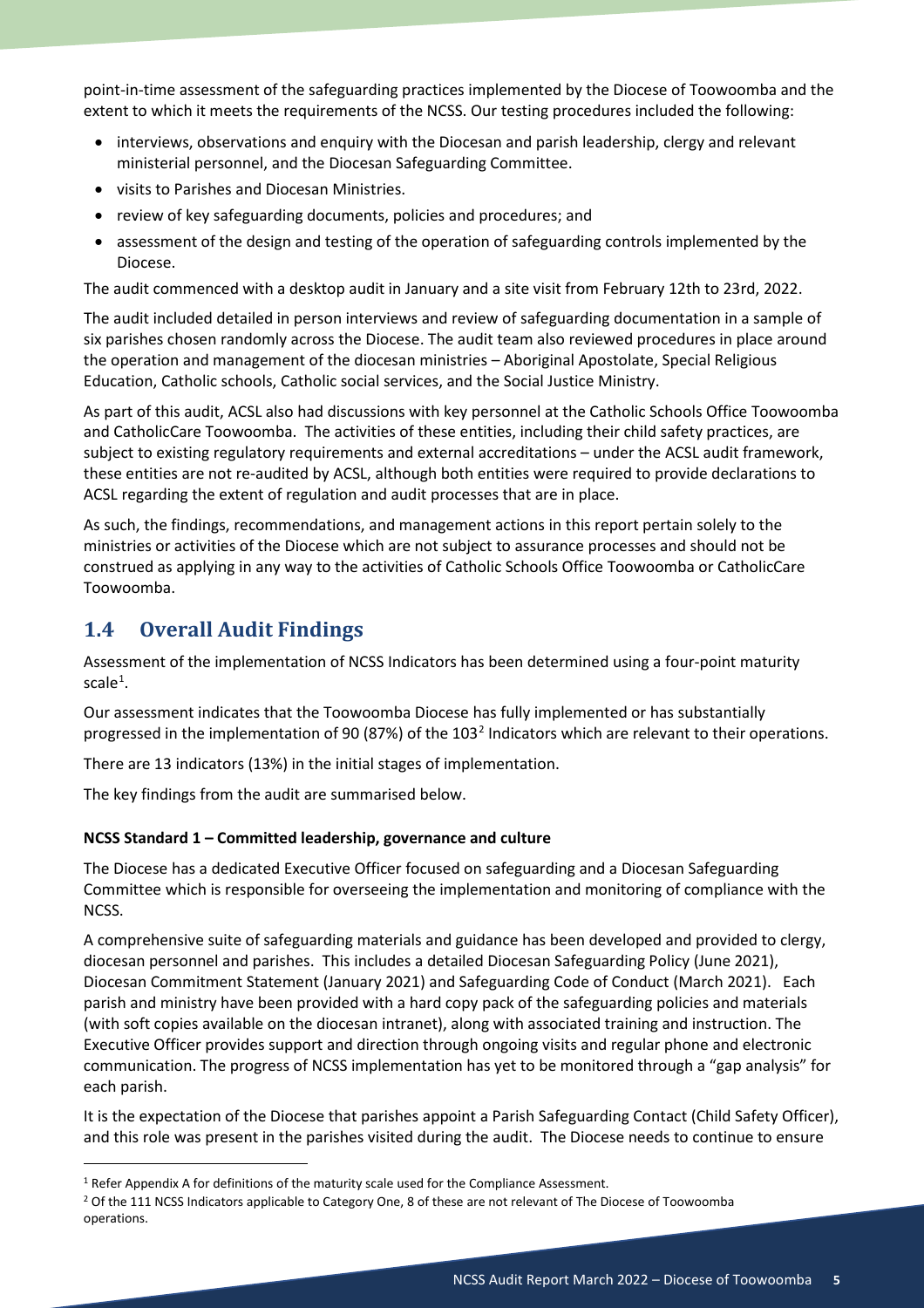point-in-time assessment of the safeguarding practices implemented by the Diocese of Toowoomba and the extent to which it meets the requirements of the NCSS. Our testing procedures included the following:

- interviews, observations and enquiry with the Diocesan and parish leadership, clergy and relevant ministerial personnel, and the Diocesan Safeguarding Committee.
- visits to Parishes and Diocesan Ministries.
- review of key safeguarding documents, policies and procedures; and
- assessment of the design and testing of the operation of safeguarding controls implemented by the Diocese.

The audit commenced with a desktop audit in January and a site visit from February 12th to 23rd, 2022.

The audit included detailed in person interviews and review of safeguarding documentation in a sample of six parishes chosen randomly across the Diocese. The audit team also reviewed procedures in place around the operation and management of the diocesan ministries – Aboriginal Apostolate, Special Religious Education, Catholic schools, Catholic social services, and the Social Justice Ministry.

As part of this audit, ACSL also had discussions with key personnel at the Catholic Schools Office Toowoomba and CatholicCare Toowoomba. The activities of these entities, including their child safety practices, are subject to existing regulatory requirements and external accreditations – under the ACSL audit framework, these entities are not re-audited by ACSL, although both entities were required to provide declarations to ACSL regarding the extent of regulation and audit processes that are in place.

As such, the findings, recommendations, and management actions in this report pertain solely to the ministries or activities of the Diocese which are not subject to assurance processes and should not be construed as applying in any way to the activities of Catholic Schools Office Toowoomba or CatholicCare Toowoomba.

## 1.4 Overall Audit Findings

Assessment of the implementation of NCSS Indicators has been determined using a four-point maturity scale[1].

Our assessment indicates that the Toowoomba Diocese has fully implemented or has substantially progressed in the implementation of 90 (87%) of the 103[2] Indicators which are relevant to their operations.

There are 13 indicators (13%) in the initial stages of implementation.

The key findings from the audit are summarised below.

**NCSS Standard 1 – Committed leadership, governance and culture**

The Diocese has a dedicated Executive Officer focused on safeguarding and a Diocesan Safeguarding Committee which is responsible for overseeing the implementation and monitoring of compliance with the NCSS.

A comprehensive suite of safeguarding materials and guidance has been developed and provided to clergy, diocesan personnel and parishes. This includes a detailed Diocesan Safeguarding Policy (June 2021), Diocesan Commitment Statement (January 2021) and Safeguarding Code of Conduct (March 2021). Each parish and ministry have been provided with a hard copy pack of the safeguarding policies and materials (with soft copies available on the diocesan intranet), along with associated training and instruction. The Executive Officer provides support and direction through ongoing visits and regular phone and electronic communication. The progress of NCSS implementation has yet to be monitored through a "gap analysis" for each parish.

It is the expectation of the Diocese that parishes appoint a Parish Safeguarding Contact (Child Safety Officer), and this role was present in the parishes visited during the audit. The Diocese needs to continue to ensure

[1] Refer Appendix A for definitions of the maturity scale used for the Compliance Assessment.

[2] Of the 111 NCSS Indicators applicable to Category One, 8 of these are not relevant of The Diocese of Toowoomba operations.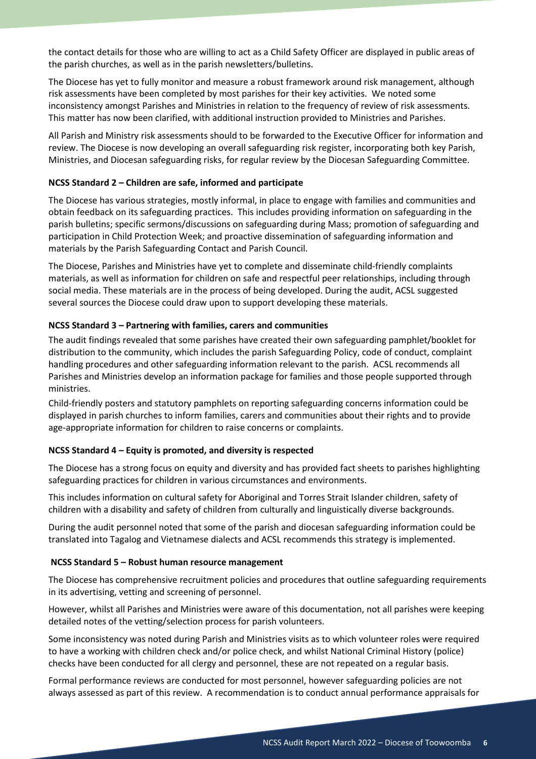the contact details for those who are willing to act as a Child Safety Officer are displayed in public areas of the parish churches, as well as in the parish newsletters/bulletins.

The Diocese has yet to fully monitor and measure a robust framework around risk management, although risk assessments have been completed by most parishes for their key activities. We noted some inconsistency amongst Parishes and Ministries in relation to the frequency of review of risk assessments. This matter has now been clarified, with additional instruction provided to Ministries and Parishes.

All Parish and Ministry risk assessments should to be forwarded to the Executive Officer for information and review. The Diocese is now developing an overall safeguarding risk register, incorporating both key Parish, Ministries, and Diocesan safeguarding risks, for regular review by the Diocesan Safeguarding Committee.

**NCSS Standard 2 – Children are safe, informed and participate**

The Diocese has various strategies, mostly informal, in place to engage with families and communities and obtain feedback on its safeguarding practices. This includes providing information on safeguarding in the parish bulletins; specific sermons/discussions on safeguarding during Mass; promotion of safeguarding and participation in Child Protection Week; and proactive dissemination of safeguarding information and materials by the Parish Safeguarding Contact and Parish Council.

The Diocese, Parishes and Ministries have yet to complete and disseminate child-friendly complaints materials, as well as information for children on safe and respectful peer relationships, including through social media. These materials are in the process of being developed. During the audit, ACSL suggested several sources the Diocese could draw upon to support developing these materials.

**NCSS Standard 3 – Partnering with families, carers and communities**

The audit findings revealed that some parishes have created their own safeguarding pamphlet/booklet for distribution to the community, which includes the parish Safeguarding Policy, code of conduct, complaint handling procedures and other safeguarding information relevant to the parish. ACSL recommends all Parishes and Ministries develop an information package for families and those people supported through ministries.

Child-friendly posters and statutory pamphlets on reporting safeguarding concerns information could be displayed in parish churches to inform families, carers and communities about their rights and to provide age-appropriate information for children to raise concerns or complaints.

**NCSS Standard 4 – Equity is promoted, and diversity is respected**

The Diocese has a strong focus on equity and diversity and has provided fact sheets to parishes highlighting safeguarding practices for children in various circumstances and environments.

This includes information on cultural safety for Aboriginal and Torres Strait Islander children, safety of children with a disability and safety of children from culturally and linguistically diverse backgrounds.

During the audit personnel noted that some of the parish and diocesan safeguarding information could be translated into Tagalog and Vietnamese dialects and ACSL recommends this strategy is implemented.

**NCSS Standard 5 – Robust human resource management**

The Diocese has comprehensive recruitment policies and procedures that outline safeguarding requirements in its advertising, vetting and screening of personnel.

However, whilst all Parishes and Ministries were aware of this documentation, not all parishes were keeping detailed notes of the vetting/selection process for parish volunteers.

Some inconsistency was noted during Parish and Ministries visits as to which volunteer roles were required to have a working with children check and/or police check, and whilst National Criminal History (police) checks have been conducted for all clergy and personnel, these are not repeated on a regular basis.

Formal performance reviews are conducted for most personnel, however safeguarding policies are not always assessed as part of this review. A recommendation is to conduct annual performance appraisals for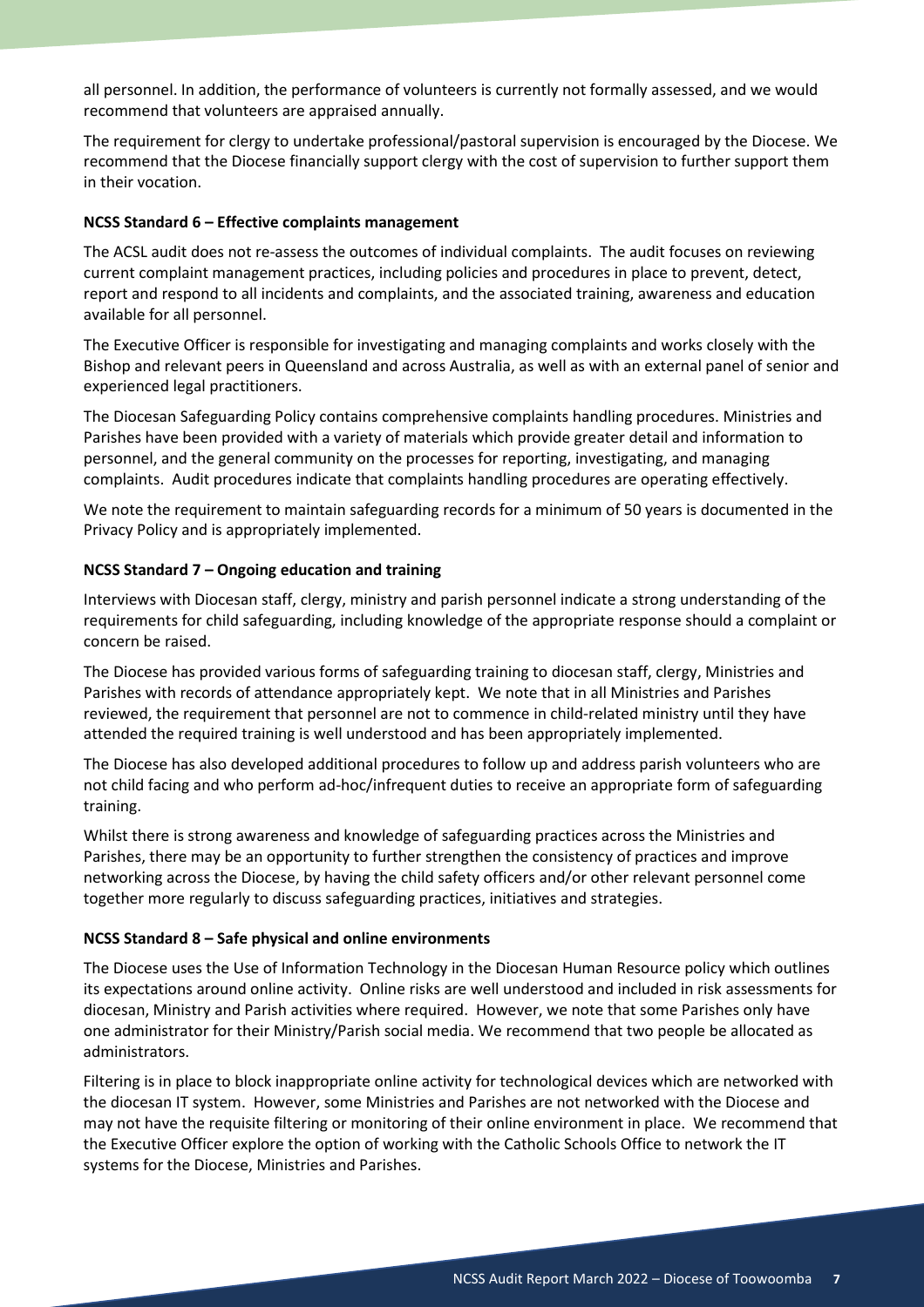all personnel. In addition, the performance of volunteers is currently not formally assessed, and we would recommend that volunteers are appraised annually.

The requirement for clergy to undertake professional/pastoral supervision is encouraged by the Diocese. We recommend that the Diocese financially support clergy with the cost of supervision to further support them in their vocation.

**NCSS Standard 6 – Effective complaints management**

The ACSL audit does not re-assess the outcomes of individual complaints. The audit focuses on reviewing current complaint management practices, including policies and procedures in place to prevent, detect, report and respond to all incidents and complaints, and the associated training, awareness and education available for all personnel.

The Executive Officer is responsible for investigating and managing complaints and works closely with the Bishop and relevant peers in Queensland and across Australia, as well as with an external panel of senior and experienced legal practitioners.

The Diocesan Safeguarding Policy contains comprehensive complaints handling procedures. Ministries and Parishes have been provided with a variety of materials which provide greater detail and information to personnel, and the general community on the processes for reporting, investigating, and managing complaints. Audit procedures indicate that complaints handling procedures are operating effectively.

We note the requirement to maintain safeguarding records for a minimum of 50 years is documented in the Privacy Policy and is appropriately implemented.

**NCSS Standard 7 – Ongoing education and training**

Interviews with Diocesan staff, clergy, ministry and parish personnel indicate a strong understanding of the requirements for child safeguarding, including knowledge of the appropriate response should a complaint or concern be raised.

The Diocese has provided various forms of safeguarding training to diocesan staff, clergy, Ministries and Parishes with records of attendance appropriately kept. We note that in all Ministries and Parishes reviewed, the requirement that personnel are not to commence in child-related ministry until they have attended the required training is well understood and has been appropriately implemented.

The Diocese has also developed additional procedures to follow up and address parish volunteers who are not child facing and who perform ad-hoc/infrequent duties to receive an appropriate form of safeguarding training.

Whilst there is strong awareness and knowledge of safeguarding practices across the Ministries and Parishes, there may be an opportunity to further strengthen the consistency of practices and improve networking across the Diocese, by having the child safety officers and/or other relevant personnel come together more regularly to discuss safeguarding practices, initiatives and strategies.

**NCSS Standard 8 – Safe physical and online environments**

The Diocese uses the Use of Information Technology in the Diocesan Human Resource policy which outlines its expectations around online activity. Online risks are well understood and included in risk assessments for diocesan, Ministry and Parish activities where required. However, we note that some Parishes only have one administrator for their Ministry/Parish social media. We recommend that two people be allocated as administrators.

Filtering is in place to block inappropriate online activity for technological devices which are networked with the diocesan IT system. However, some Ministries and Parishes are not networked with the Diocese and may not have the requisite filtering or monitoring of their online environment in place. We recommend that the Executive Officer explore the option of working with the Catholic Schools Office to network the IT systems for the Diocese, Ministries and Parishes.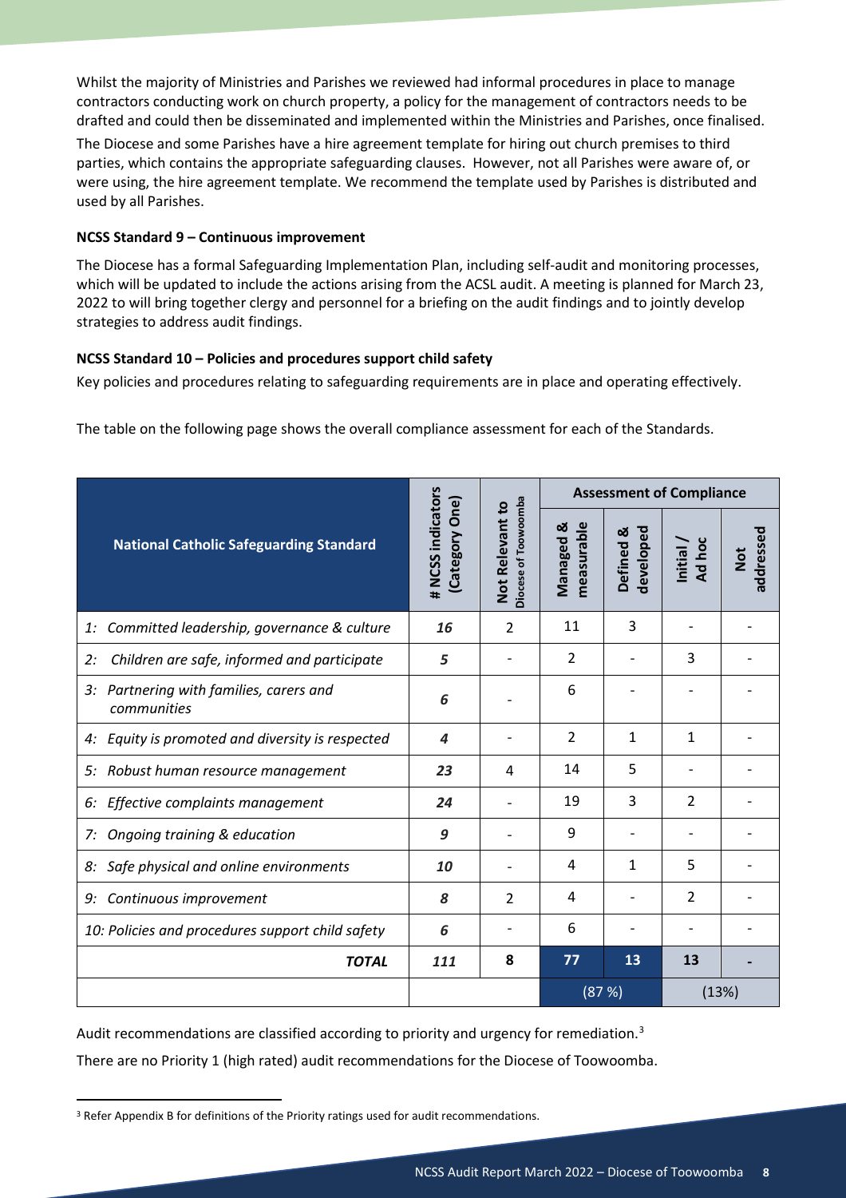Whilst the majority of Ministries and Parishes we reviewed had informal procedures in place to manage contractors conducting work on church property, a policy for the management of contractors needs to be drafted and could then be disseminated and implemented within the Ministries and Parishes, once finalised.

The Diocese and some Parishes have a hire agreement template for hiring out church premises to third parties, which contains the appropriate safeguarding clauses. However, not all Parishes were aware of, or were using, the hire agreement template. We recommend the template used by Parishes is distributed and used by all Parishes.

**NCSS Standard 9 – Continuous improvement**

The Diocese has a formal Safeguarding Implementation Plan, including self-audit and monitoring processes, which will be updated to include the actions arising from the ACSL audit. A meeting is planned for March 23, 2022 to will bring together clergy and personnel for a briefing on the audit findings and to jointly develop strategies to address audit findings.

**NCSS Standard 10 – Policies and procedures support child safety**

Key policies and procedures relating to safeguarding requirements are in place and operating effectively.

The table on the following page shows the overall compliance assessment for each of the Standards.

| National Catholic Safeguarding Standard | # NCSS indicators (Category One) | Not Relevant to Diocese of Toowoomba | Assessment of Compliance | | | |
|---|---|---|---|---|---|---|
| | | | Managed & measurable | Defined & developed | Initial / Ad hoc | Not addressed |
| *1: Committed leadership, governance & culture* | ***16*** | 2 | 11 | 3 | - | - |
| *2: Children are safe, informed and participate* | ***5*** | - | 2 | - | 3 | - |
| *3: Partnering with families, carers and communities* | ***6*** | - | 6 | - | - | - |
| *4: Equity is promoted and diversity is respected* | ***4*** | - | 2 | 1 | 1 | - |
| *5: Robust human resource management* | ***23*** | 4 | 14 | 5 | - | - |
| *6: Effective complaints management* | ***24*** | - | 19 | 3 | 2 | - |
| *7: Ongoing training & education* | ***9*** | - | 9 | - | - | - |
| *8: Safe physical and online environments* | ***10*** | - | 4 | 1 | 5 | - |
| *9: Continuous improvement* | ***8*** | 2 | 4 | - | 2 | - |
| *10: Policies and procedures support child safety* | ***6*** | - | 6 | - | - | - |
| ***TOTAL*** | ***111*** | **8** | **77** | **13** | **13** | **-** |
| | | | (87 %) | | (13%) | |

Audit recommendations are classified according to priority and urgency for remediation.[3]

There are no Priority 1 (high rated) audit recommendations for the Diocese of Toowoomba.

[3] Refer Appendix B for definitions of the Priority ratings used for audit recommendations.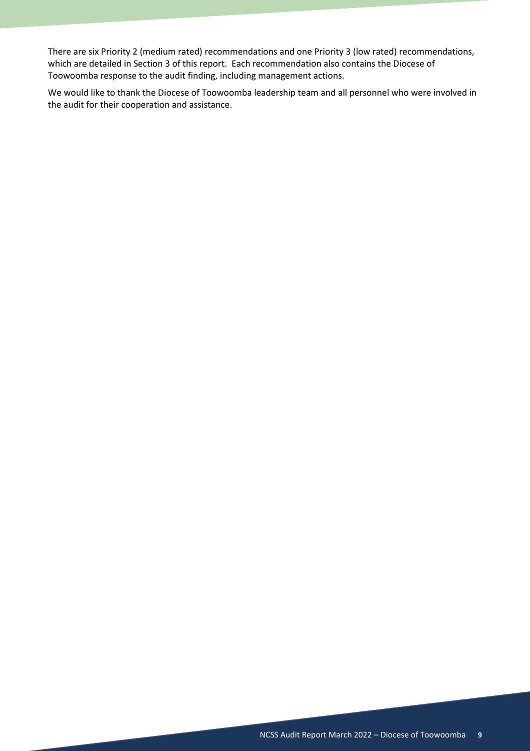There are six Priority 2 (medium rated) recommendations and one Priority 3 (low rated) recommendations, which are detailed in Section 3 of this report. Each recommendation also contains the Diocese of Toowoomba response to the audit finding, including management actions.

We would like to thank the Diocese of Toowoomba leadership team and all personnel who were involved in the audit for their cooperation and assistance.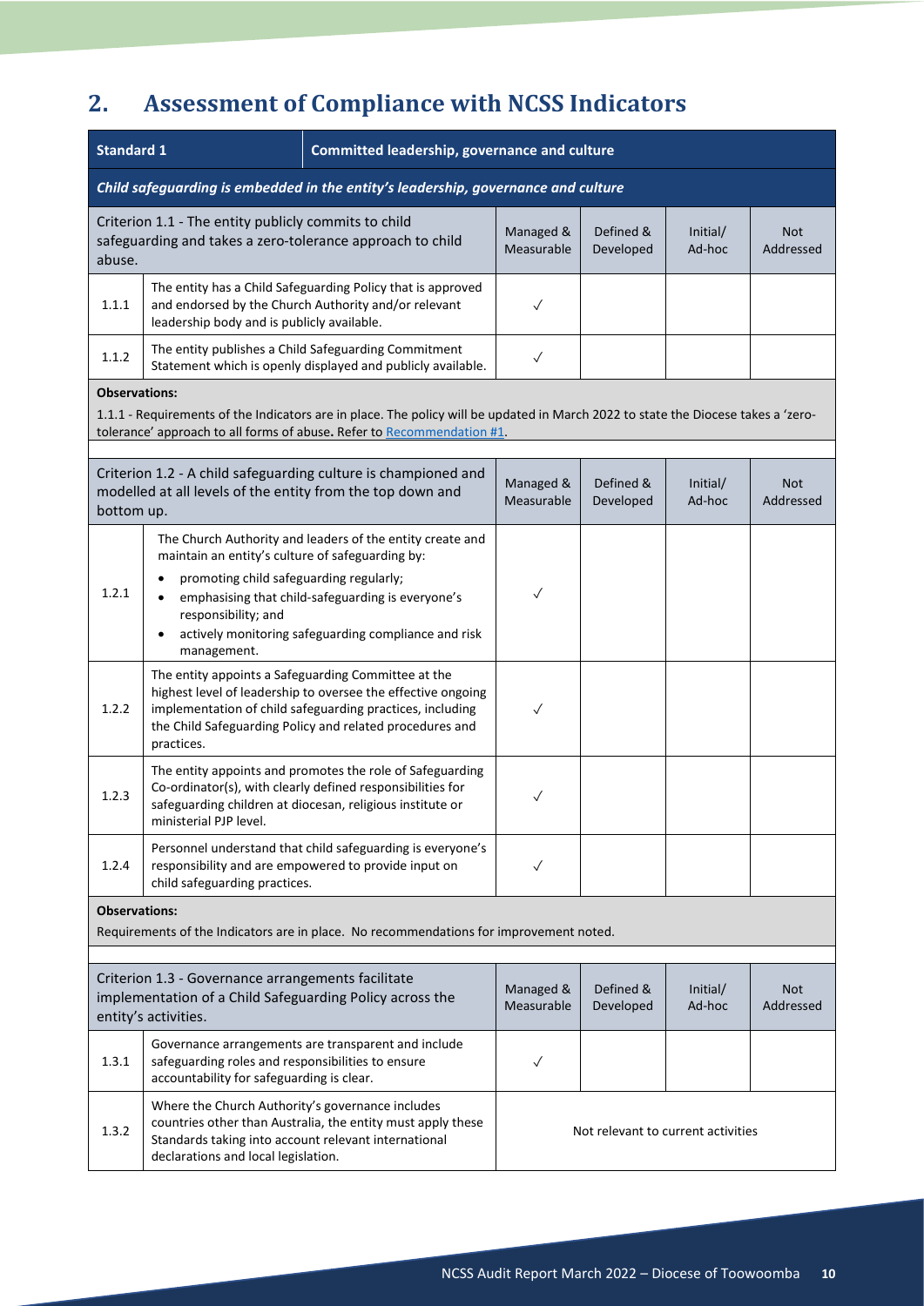## 2. Assessment of Compliance with NCSS Indicators

| Standard 1 | Committed leadership, governance and culture | | | | |
|---|---|---|---|---|---|
| ***Child safeguarding is embedded in the entity's leadership, governance and culture*** | | | | | |
| **Criterion 1.1 - The entity publicly commits to child safeguarding and takes a zero-tolerance approach to child abuse.** | | Managed & Measurable | Defined & Developed | Initial/ Ad-hoc | Not Addressed |
| 1.1.1 | The entity has a Child Safeguarding Policy that is approved and endorsed by the Church Authority and/or relevant leadership body and is publicly available. | ✓ | | | |
| 1.1.2 | The entity publishes a Child Safeguarding Commitment Statement which is openly displayed and publicly available. | ✓ | | | |
| **Observations:** 1.1.1 - Requirements of the Indicators are in place. The policy will be updated in March 2022 to state the Diocese takes a 'zero-tolerance' approach to all forms of abuse. Refer to Recommendation #1. | | | | | |
| **Criterion 1.2 - A child safeguarding culture is championed and modelled at all levels of the entity from the top down and bottom up.** | | Managed & Measurable | Defined & Developed | Initial/ Ad-hoc | Not Addressed |
| 1.2.1 | The Church Authority and leaders of the entity create and maintain an entity's culture of safeguarding by: <br>• promoting child safeguarding regularly; <br>• emphasising that child-safeguarding is everyone's responsibility; and <br>• actively monitoring safeguarding compliance and risk management. | ✓ | | | |
| 1.2.2 | The entity appoints a Safeguarding Committee at the highest level of leadership to oversee the effective ongoing implementation of child safeguarding practices, including the Child Safeguarding Policy and related procedures and practices. | ✓ | | | |
| 1.2.3 | The entity appoints and promotes the role of Safeguarding Co-ordinator(s), with clearly defined responsibilities for safeguarding children at diocesan, religious institute or ministerial PJP level. | ✓ | | | |
| 1.2.4 | Personnel understand that child safeguarding is everyone's responsibility and are empowered to provide input on child safeguarding practices. | ✓ | | | |
| **Observations:** Requirements of the Indicators are in place. No recommendations for improvement noted. | | | | | |
| **Criterion 1.3 - Governance arrangements facilitate implementation of a Child Safeguarding Policy across the entity's activities.** | | Managed & Measurable | Defined & Developed | Initial/ Ad-hoc | Not Addressed |
| 1.3.1 | Governance arrangements are transparent and include safeguarding roles and responsibilities to ensure accountability for safeguarding is clear. | ✓ | | | |
| 1.3.2 | Where the Church Authority's governance includes countries other than Australia, the entity must apply these Standards taking into account relevant international declarations and local legislation. | Not relevant to current activities | | | |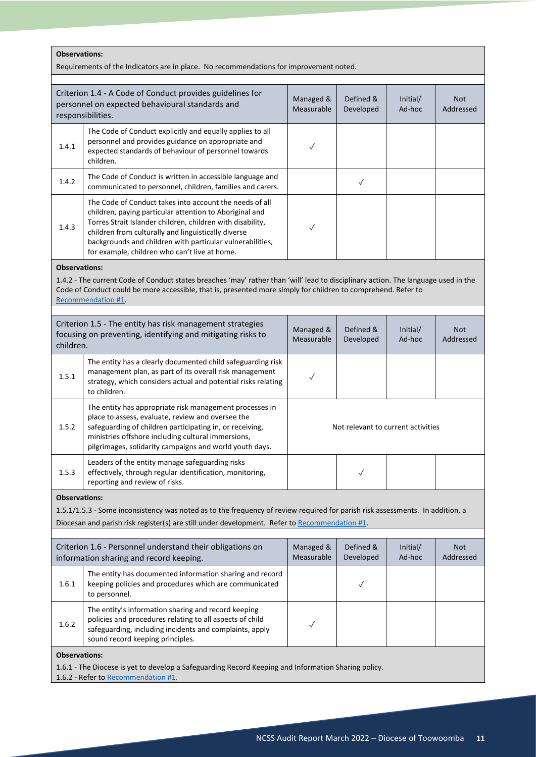**Observations:**

Requirements of the Indicators are in place. No recommendations for improvement noted.

| Criterion 1.4 - A Code of Conduct provides guidelines for personnel on expected behavioural standards and responsibilities. | | Managed & Measurable | Defined & Developed | Initial/ Ad-hoc | Not Addressed |
|---|---|---|---|---|---|
| 1.4.1 | The Code of Conduct explicitly and equally applies to all personnel and provides guidance on appropriate and expected standards of behaviour of personnel towards children. | ✓ | | | |
| 1.4.2 | The Code of Conduct is written in accessible language and communicated to personnel, children, families and carers. | | ✓ | | |
| 1.4.3 | The Code of Conduct takes into account the needs of all children, paying particular attention to Aboriginal and Torres Strait Islander children, children with disability, children from culturally and linguistically diverse backgrounds and children with particular vulnerabilities, for example, children who can't live at home. | ✓ | | | |

**Observations:**

1.4.2 - The current Code of Conduct states breaches 'may' rather than 'will' lead to disciplinary action. The language used in the Code of Conduct could be more accessible, that is, presented more simply for children to comprehend. Refer to Recommendation #1.

| Criterion 1.5 - The entity has risk management strategies focusing on preventing, identifying and mitigating risks to children. | | Managed & Measurable | Defined & Developed | Initial/ Ad-hoc | Not Addressed |
|---|---|---|---|---|---|
| 1.5.1 | The entity has a clearly documented child safeguarding risk management plan, as part of its overall risk management strategy, which considers actual and potential risks relating to children. | ✓ | | | |
| 1.5.2 | The entity has appropriate risk management processes in place to assess, evaluate, review and oversee the safeguarding of children participating in, or receiving, ministries offshore including cultural immersions, pilgrimages, solidarity campaigns and world youth days. | Not relevant to current activities | | | |
| 1.5.3 | Leaders of the entity manage safeguarding risks effectively, through regular identification, monitoring, reporting and review of risks. | | ✓ | | |

**Observations:**

1.5.1/1.5.3 - Some inconsistency was noted as to the frequency of review required for parish risk assessments. In addition, a Diocesan and parish risk register(s) are still under development. Refer to Recommendation #1.

| Criterion 1.6 - Personnel understand their obligations on information sharing and record keeping. | | Managed & Measurable | Defined & Developed | Initial/ Ad-hoc | Not Addressed |
|---|---|---|---|---|---|
| 1.6.1 | The entity has documented information sharing and record keeping policies and procedures which are communicated to personnel. | | ✓ | | |
| 1.6.2 | The entity's information sharing and record keeping policies and procedures relating to all aspects of child safeguarding, including incidents and complaints, apply sound record keeping principles. | ✓ | | | |

**Observations:**

1.6.1 - The Diocese is yet to develop a Safeguarding Record Keeping and Information Sharing policy.
1.6.2 - Refer to Recommendation #1.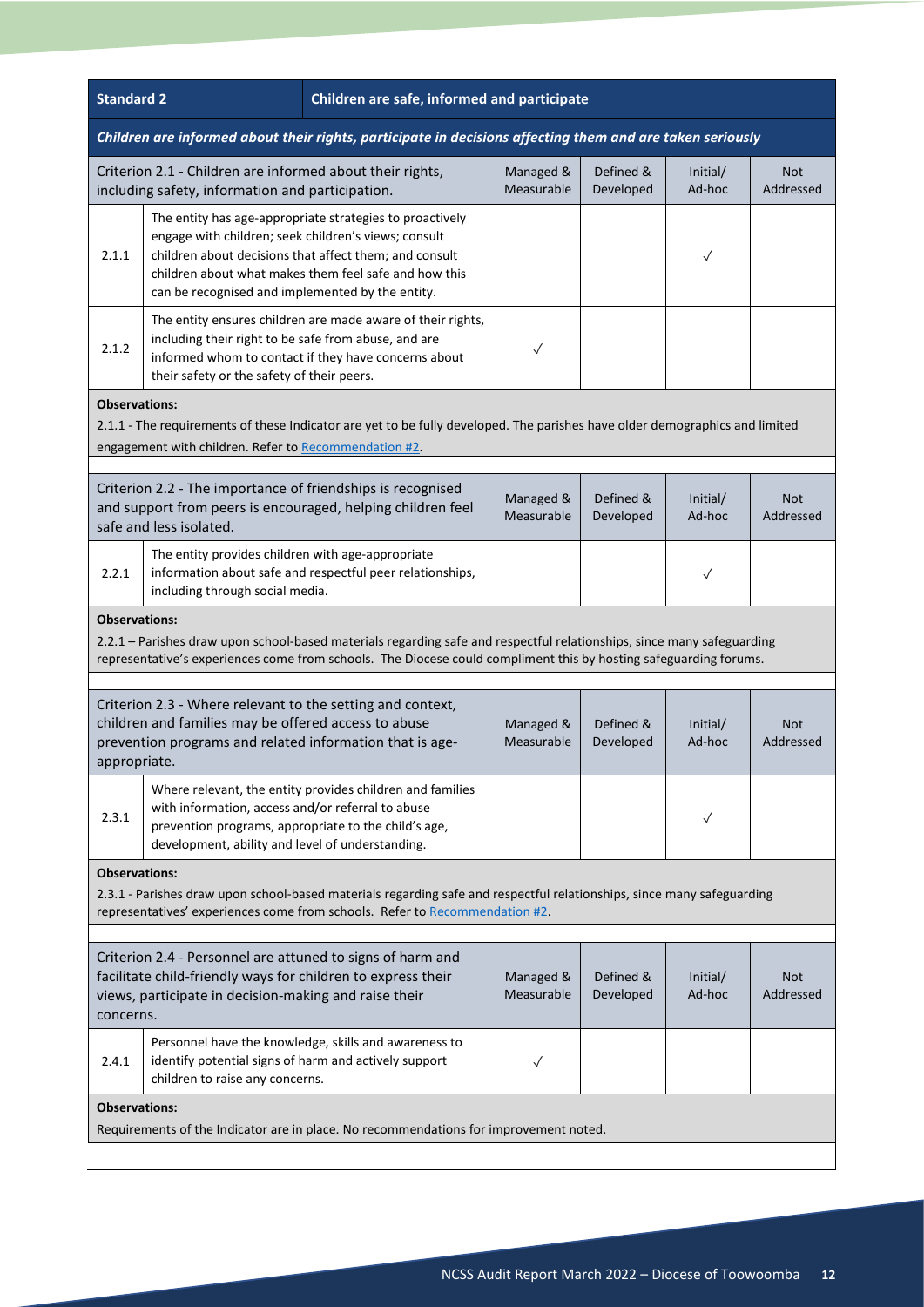| Standard 2 | Children are safe, informed and participate | | | | |
|---|---|---|---|---|---|
| ***Children are informed about their rights, participate in decisions affecting them and are taken seriously*** | | | | | |
| Criterion 2.1 - Children are informed about their rights, including safety, information and participation. | | Managed & Measurable | Defined & Developed | Initial/ Ad-hoc | Not Addressed |
| 2.1.1 | The entity has age-appropriate strategies to proactively engage with children; seek children's views; consult children about decisions that affect them; and consult children about what makes them feel safe and how this can be recognised and implemented by the entity. | | | ✓ | |
| 2.1.2 | The entity ensures children are made aware of their rights, including their right to be safe from abuse, and are informed whom to contact if they have concerns about their safety or the safety of their peers. | ✓ | | | |
| **Observations:** 2.1.1 - The requirements of these Indicator are yet to be fully developed. The parishes have older demographics and limited engagement with children. Refer to Recommendation #2. | | | | | |
| Criterion 2.2 - The importance of friendships is recognised and support from peers is encouraged, helping children feel safe and less isolated. | | Managed & Measurable | Defined & Developed | Initial/ Ad-hoc | Not Addressed |
| 2.2.1 | The entity provides children with age-appropriate information about safe and respectful peer relationships, including through social media. | | | ✓ | |
| **Observations:** 2.2.1 – Parishes draw upon school-based materials regarding safe and respectful relationships, since many safeguarding representative's experiences come from schools. The Diocese could compliment this by hosting safeguarding forums. | | | | | |
| Criterion 2.3 - Where relevant to the setting and context, children and families may be offered access to abuse prevention programs and related information that is age-appropriate. | | Managed & Measurable | Defined & Developed | Initial/ Ad-hoc | Not Addressed |
| 2.3.1 | Where relevant, the entity provides children and families with information, access and/or referral to abuse prevention programs, appropriate to the child's age, development, ability and level of understanding. | | | ✓ | |
| **Observations:** 2.3.1 - Parishes draw upon school-based materials regarding safe and respectful relationships, since many safeguarding representatives' experiences come from schools. Refer to Recommendation #2. | | | | | |
| Criterion 2.4 - Personnel are attuned to signs of harm and facilitate child-friendly ways for children to express their views, participate in decision-making and raise their concerns. | | Managed & Measurable | Defined & Developed | Initial/ Ad-hoc | Not Addressed |
| 2.4.1 | Personnel have the knowledge, skills and awareness to identify potential signs of harm and actively support children to raise any concerns. | ✓ | | | |
| **Observations:** Requirements of the Indicator are in place. No recommendations for improvement noted. | | | | | |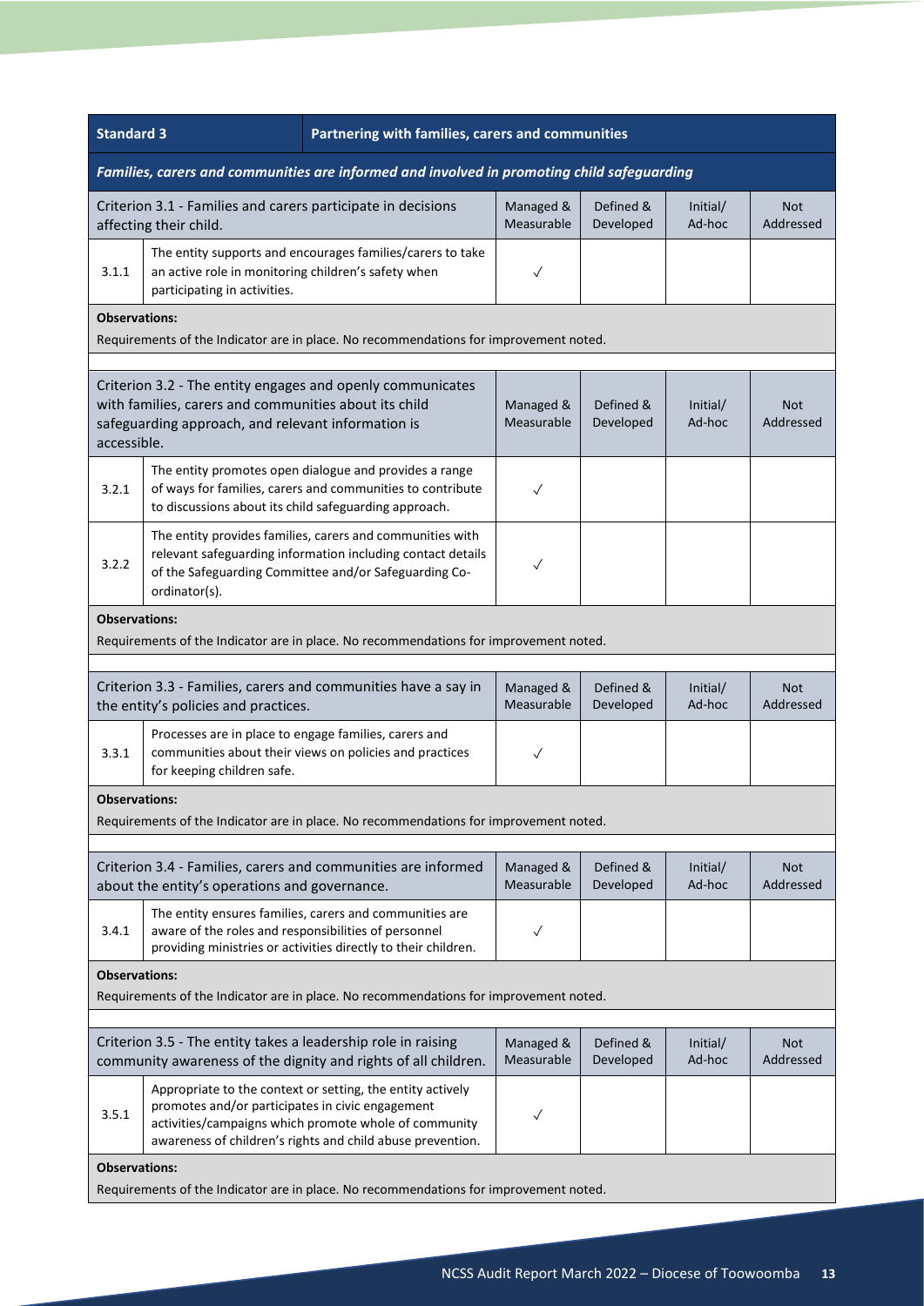| Standard 3 | Partnering with families, carers and communities | | | | |
|---|---|---|---|---|---|
| ***Families, carers and communities are informed and involved in promoting child safeguarding*** | | | | | |
| Criterion 3.1 - Families and carers participate in decisions affecting their child. | | Managed & Measurable | Defined & Developed | Initial/ Ad-hoc | Not Addressed |
| 3.1.1 | The entity supports and encourages families/carers to take an active role in monitoring children's safety when participating in activities. | ✓ | | | |
| **Observations:** Requirements of the Indicator are in place. No recommendations for improvement noted. | | | | | |
| Criterion 3.2 - The entity engages and openly communicates with families, carers and communities about its child safeguarding approach, and relevant information is accessible. | | Managed & Measurable | Defined & Developed | Initial/ Ad-hoc | Not Addressed |
| 3.2.1 | The entity promotes open dialogue and provides a range of ways for families, carers and communities to contribute to discussions about its child safeguarding approach. | ✓ | | | |
| 3.2.2 | The entity provides families, carers and communities with relevant safeguarding information including contact details of the Safeguarding Committee and/or Safeguarding Co-ordinator(s). | ✓ | | | |
| **Observations:** Requirements of the Indicator are in place. No recommendations for improvement noted. | | | | | |
| Criterion 3.3 - Families, carers and communities have a say in the entity's policies and practices. | | Managed & Measurable | Defined & Developed | Initial/ Ad-hoc | Not Addressed |
| 3.3.1 | Processes are in place to engage families, carers and communities about their views on policies and practices for keeping children safe. | ✓ | | | |
| **Observations:** Requirements of the Indicator are in place. No recommendations for improvement noted. | | | | | |
| Criterion 3.4 - Families, carers and communities are informed about the entity's operations and governance. | | Managed & Measurable | Defined & Developed | Initial/ Ad-hoc | Not Addressed |
| 3.4.1 | The entity ensures families, carers and communities are aware of the roles and responsibilities of personnel providing ministries or activities directly to their children. | ✓ | | | |
| **Observations:** Requirements of the Indicator are in place. No recommendations for improvement noted. | | | | | |
| Criterion 3.5 - The entity takes a leadership role in raising community awareness of the dignity and rights of all children. | | Managed & Measurable | Defined & Developed | Initial/ Ad-hoc | Not Addressed |
| 3.5.1 | Appropriate to the context or setting, the entity actively promotes and/or participates in civic engagement activities/campaigns which promote whole of community awareness of children's rights and child abuse prevention. | ✓ | | | |
| **Observations:** Requirements of the Indicator are in place. No recommendations for improvement noted. | | | | | |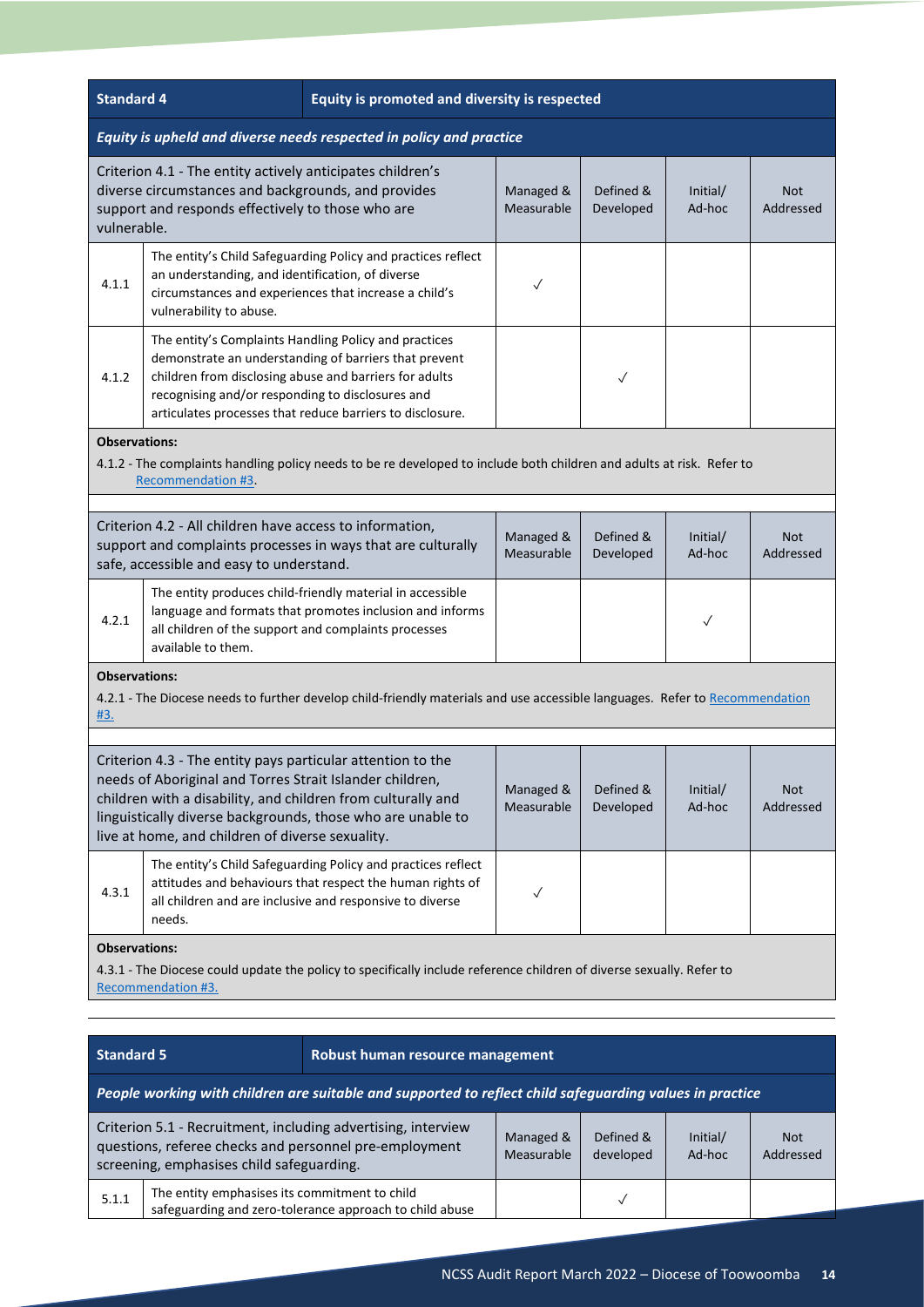| Standard 4 | Equity is promoted and diversity is respected | | | | |
|---|---|---|---|---|---|
| *Equity is upheld and diverse needs respected in policy and practice* | | | | | |
| Criterion 4.1 - The entity actively anticipates children's diverse circumstances and backgrounds, and provides support and responds effectively to those who are vulnerable. | | Managed & Measurable | Defined & Developed | Initial/ Ad-hoc | Not Addressed |
| 4.1.1 | The entity's Child Safeguarding Policy and practices reflect an understanding, and identification, of diverse circumstances and experiences that increase a child's vulnerability to abuse. | ✓ | | | |
| 4.1.2 | The entity's Complaints Handling Policy and practices demonstrate an understanding of barriers that prevent children from disclosing abuse and barriers for adults recognising and/or responding to disclosures and articulates processes that reduce barriers to disclosure. | | ✓ | | |

**Observations:**

4.1.2 - The complaints handling policy needs to be re developed to include both children and adults at risk. Refer to Recommendation #3.

| Criterion 4.2 - All children have access to information, support and complaints processes in ways that are culturally safe, accessible and easy to understand. | | Managed & Measurable | Defined & Developed | Initial/ Ad-hoc | Not Addressed |
|---|---|---|---|---|---|
| 4.2.1 | The entity produces child-friendly material in accessible language and formats that promotes inclusion and informs all children of the support and complaints processes available to them. | | | ✓ | |

**Observations:**

4.2.1 - The Diocese needs to further develop child-friendly materials and use accessible languages. Refer to Recommendation #3.

| Criterion 4.3 - The entity pays particular attention to the needs of Aboriginal and Torres Strait Islander children, children with a disability, and children from culturally and linguistically diverse backgrounds, those who are unable to live at home, and children of diverse sexuality. | | Managed & Measurable | Defined & Developed | Initial/ Ad-hoc | Not Addressed |
|---|---|---|---|---|---|
| 4.3.1 | The entity's Child Safeguarding Policy and practices reflect attitudes and behaviours that respect the human rights of all children and are inclusive and responsive to diverse needs. | ✓ | | | |

**Observations:**

4.3.1 - The Diocese could update the policy to specifically include reference children of diverse sexually. Refer to Recommendation #3.

| Standard 5 | Robust human resource management | | | | |
|---|---|---|---|---|---|
| *People working with children are suitable and supported to reflect child safeguarding values in practice* | | | | | |
| Criterion 5.1 - Recruitment, including advertising, interview questions, referee checks and personnel pre-employment screening, emphasises child safeguarding. | | Managed & Measurable | Defined & developed | Initial/ Ad-hoc | Not Addressed |
| 5.1.1 | The entity emphasises its commitment to child safeguarding and zero-tolerance approach to child abuse | | ✓ | | |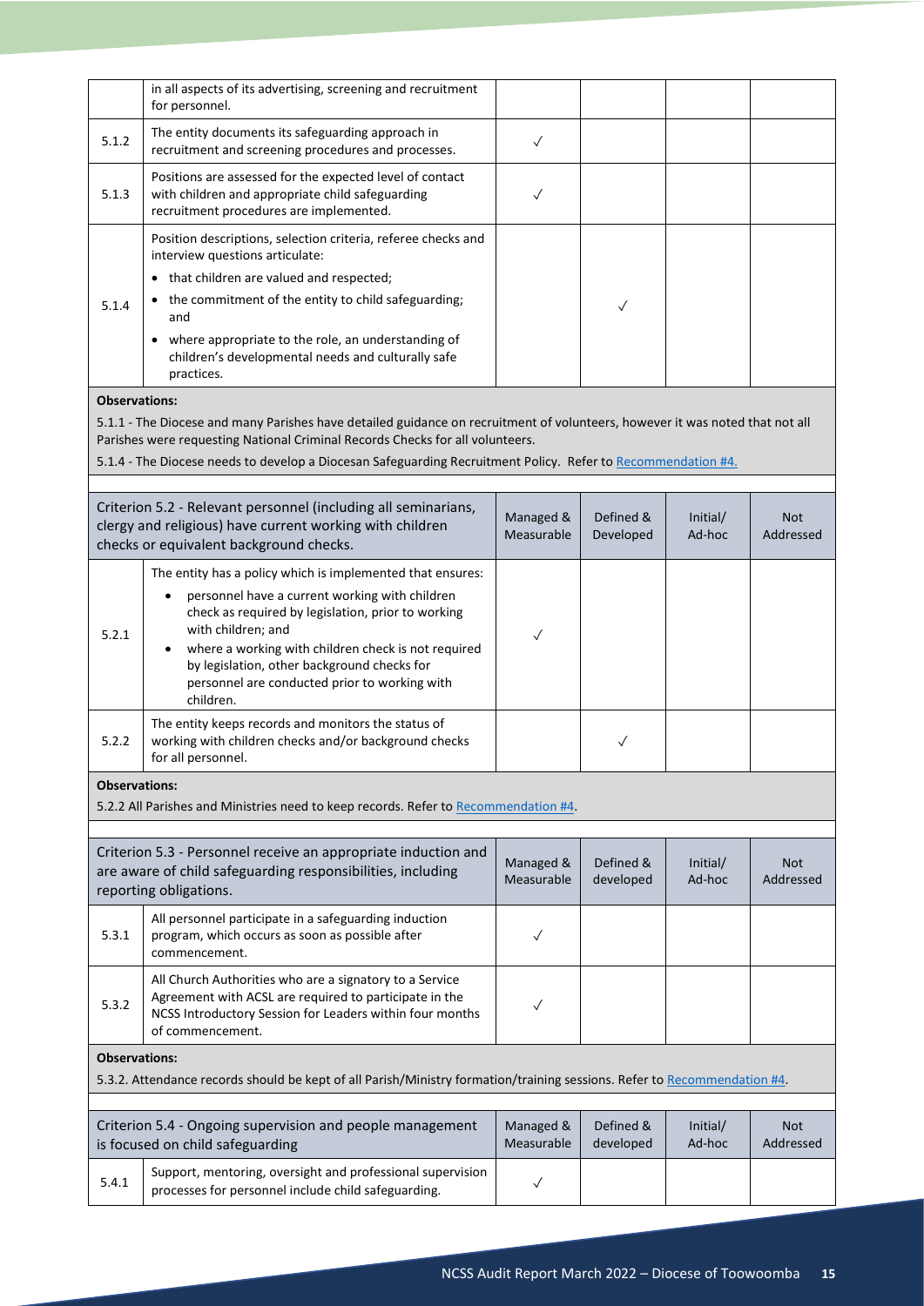| | | | | | |
|---|---|---|---|---|---|
| | in all aspects of its advertising, screening and recruitment for personnel. | | | | |
| 5.1.2 | The entity documents its safeguarding approach in recruitment and screening procedures and processes. | ✓ | | | |
| 5.1.3 | Positions are assessed for the expected level of contact with children and appropriate child safeguarding recruitment procedures are implemented. | ✓ | | | |
| 5.1.4 | Position descriptions, selection criteria, referee checks and interview questions articulate:<br>• that children are valued and respected;<br>• the commitment of the entity to child safeguarding; and<br>• where appropriate to the role, an understanding of children's developmental needs and culturally safe practices. | | ✓ | | |

**Observations:**

5.1.1 - The Diocese and many Parishes have detailed guidance on recruitment of volunteers, however it was noted that not all Parishes were requesting National Criminal Records Checks for all volunteers.

5.1.4 - The Diocese needs to develop a Diocesan Safeguarding Recruitment Policy. Refer to Recommendation #4.

| Criterion 5.2 - Relevant personnel (including all seminarians, clergy and religious) have current working with children checks or equivalent background checks. | | Managed & Measurable | Defined & Developed | Initial/ Ad-hoc | Not Addressed |
|---|---|---|---|---|---|
| 5.2.1 | The entity has a policy which is implemented that ensures:<br>• personnel have a current working with children check as required by legislation, prior to working with children; and<br>• where a working with children check is not required by legislation, other background checks for personnel are conducted prior to working with children. | ✓ | | | |
| 5.2.2 | The entity keeps records and monitors the status of working with children checks and/or background checks for all personnel. | | ✓ | | |

**Observations:**

5.2.2 All Parishes and Ministries need to keep records. Refer to Recommendation #4.

| Criterion 5.3 - Personnel receive an appropriate induction and are aware of child safeguarding responsibilities, including reporting obligations. | | Managed & Measurable | Defined & developed | Initial/ Ad-hoc | Not Addressed |
|---|---|---|---|---|---|
| 5.3.1 | All personnel participate in a safeguarding induction program, which occurs as soon as possible after commencement. | ✓ | | | |
| 5.3.2 | All Church Authorities who are a signatory to a Service Agreement with ACSL are required to participate in the NCSS Introductory Session for Leaders within four months of commencement. | ✓ | | | |

**Observations:**

5.3.2. Attendance records should be kept of all Parish/Ministry formation/training sessions. Refer to Recommendation #4.

| Criterion 5.4 - Ongoing supervision and people management is focused on child safeguarding | | Managed & Measurable | Defined & developed | Initial/ Ad-hoc | Not Addressed |
|---|---|---|---|---|---|
| 5.4.1 | Support, mentoring, oversight and professional supervision processes for personnel include child safeguarding. | ✓ | | | |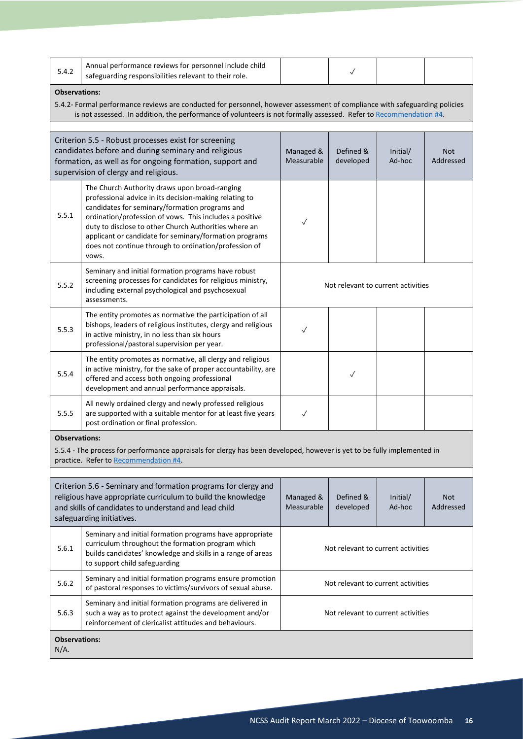| 5.4.2 | Annual performance reviews for personnel include child safeguarding responsibilities relevant to their role. | | ✓ | | |
|---|---|---|---|---|---|

**Observations:**

5.4.2- Formal performance reviews are conducted for personnel, however assessment of compliance with safeguarding policies is not assessed. In addition, the performance of volunteers is not formally assessed. Refer to Recommendation #4.

| Criterion 5.5 - Robust processes exist for screening candidates before and during seminary and religious formation, as well as for ongoing formation, support and supervision of clergy and religious. | | Managed & Measurable | Defined & developed | Initial/ Ad-hoc | Not Addressed |
|---|---|---|---|---|---|
| 5.5.1 | The Church Authority draws upon broad-ranging professional advice in its decision-making relating to candidates for seminary/formation programs and ordination/profession of vows. This includes a positive duty to disclose to other Church Authorities where an applicant or candidate for seminary/formation programs does not continue through to ordination/profession of vows. | ✓ | | | |
| 5.5.2 | Seminary and initial formation programs have robust screening processes for candidates for religious ministry, including external psychological and psychosexual assessments. | Not relevant to current activities | | | |
| 5.5.3 | The entity promotes as normative the participation of all bishops, leaders of religious institutes, clergy and religious in active ministry, in no less than six hours professional/pastoral supervision per year. | ✓ | | | |
| 5.5.4 | The entity promotes as normative, all clergy and religious in active ministry, for the sake of proper accountability, are offered and access both ongoing professional development and annual performance appraisals. | | ✓ | | |
| 5.5.5 | All newly ordained clergy and newly professed religious are supported with a suitable mentor for at least five years post ordination or final profession. | ✓ | | | |

**Observations:**

5.5.4 - The process for performance appraisals for clergy has been developed, however is yet to be fully implemented in practice. Refer to Recommendation #4.

| Criterion 5.6 - Seminary and formation programs for clergy and religious have appropriate curriculum to build the knowledge and skills of candidates to understand and lead child safeguarding initiatives. | | Managed & Measurable | Defined & developed | Initial/ Ad-hoc | Not Addressed |
|---|---|---|---|---|---|
| 5.6.1 | Seminary and initial formation programs have appropriate curriculum throughout the formation program which builds candidates' knowledge and skills in a range of areas to support child safeguarding | Not relevant to current activities | | | |
| 5.6.2 | Seminary and initial formation programs ensure promotion of pastoral responses to victims/survivors of sexual abuse. | Not relevant to current activities | | | |
| 5.6.3 | Seminary and initial formation programs are delivered in such a way as to protect against the development and/or reinforcement of clericalist attitudes and behaviours. | Not relevant to current activities | | | |

**Observations:**

N/A.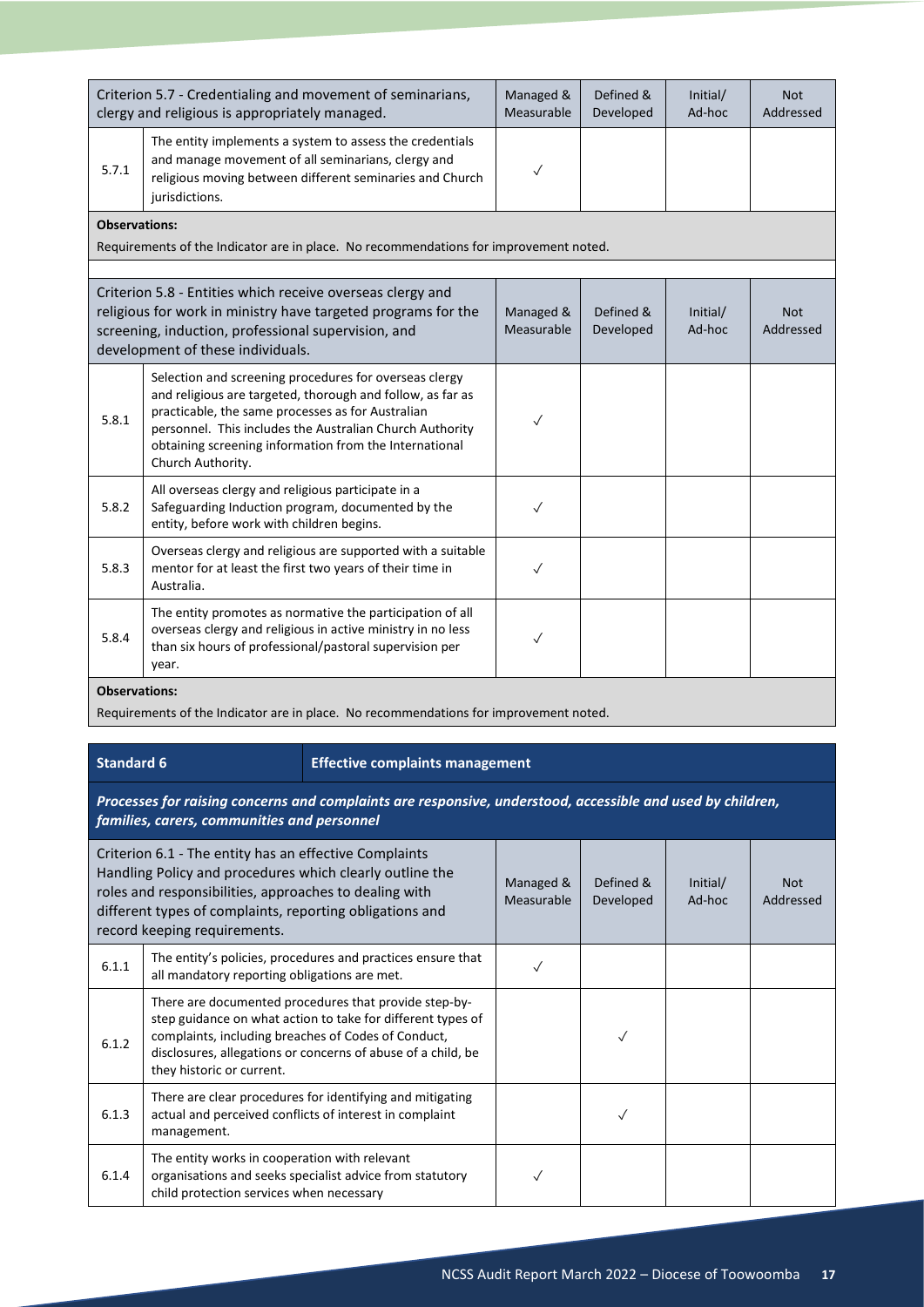| Criterion 5.7 - Credentialing and movement of seminarians, clergy and religious is appropriately managed. | | Managed & Measurable | Defined & Developed | Initial/ Ad-hoc | Not Addressed |
|---|---|---|---|---|---|
| 5.7.1 | The entity implements a system to assess the credentials and manage movement of all seminarians, clergy and religious moving between different seminaries and Church jurisdictions. | ✓ | | | |

**Observations:**

Requirements of the Indicator are in place. No recommendations for improvement noted.

| Criterion 5.8 - Entities which receive overseas clergy and religious for work in ministry have targeted programs for the screening, induction, professional supervision, and development of these individuals. | | Managed & Measurable | Defined & Developed | Initial/ Ad-hoc | Not Addressed |
|---|---|---|---|---|---|
| 5.8.1 | Selection and screening procedures for overseas clergy and religious are targeted, thorough and follow, as far as practicable, the same processes as for Australian personnel. This includes the Australian Church Authority obtaining screening information from the International Church Authority. | ✓ | | | |
| 5.8.2 | All overseas clergy and religious participate in a Safeguarding Induction program, documented by the entity, before work with children begins. | ✓ | | | |
| 5.8.3 | Overseas clergy and religious are supported with a suitable mentor for at least the first two years of their time in Australia. | ✓ | | | |
| 5.8.4 | The entity promotes as normative the participation of all overseas clergy and religious in active ministry in no less than six hours of professional/pastoral supervision per year. | ✓ | | | |

**Observations:**

Requirements of the Indicator are in place. No recommendations for improvement noted.

## Standard 6 — Effective complaints management

***Processes for raising concerns and complaints are responsive, understood, accessible and used by children, families, carers, communities and personnel***

| Criterion 6.1 - The entity has an effective Complaints Handling Policy and procedures which clearly outline the roles and responsibilities, approaches to dealing with different types of complaints, reporting obligations and record keeping requirements. | | Managed & Measurable | Defined & Developed | Initial/ Ad-hoc | Not Addressed |
|---|---|---|---|---|---|
| 6.1.1 | The entity's policies, procedures and practices ensure that all mandatory reporting obligations are met. | ✓ | | | |
| 6.1.2 | There are documented procedures that provide step-by-step guidance on what action to take for different types of complaints, including breaches of Codes of Conduct, disclosures, allegations or concerns of abuse of a child, be they historic or current. | | ✓ | | |
| 6.1.3 | There are clear procedures for identifying and mitigating actual and perceived conflicts of interest in complaint management. | | ✓ | | |
| 6.1.4 | The entity works in cooperation with relevant organisations and seeks specialist advice from statutory child protection services when necessary | ✓ | | | |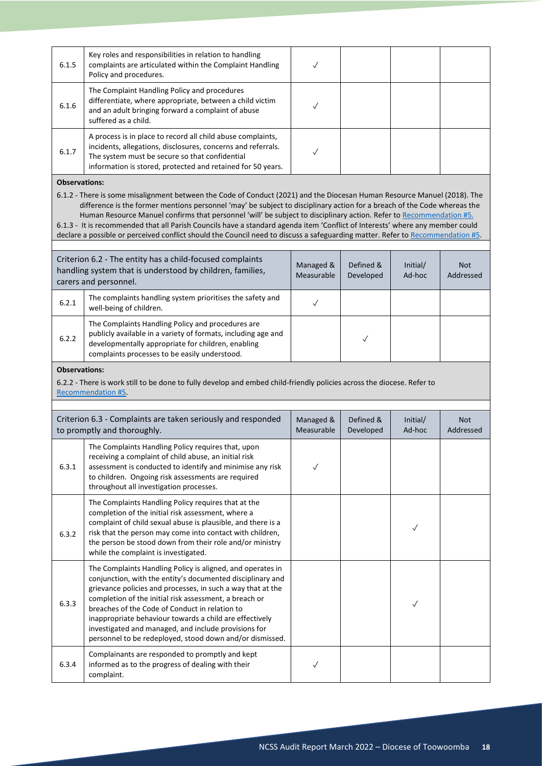| | | Managed & Measurable | Defined & Developed | Initial/ Ad-hoc | Not Addressed |
|---|---|---|---|---|---|
| 6.1.5 | Key roles and responsibilities in relation to handling complaints are articulated within the Complaint Handling Policy and procedures. | ✓ | | | |
| 6.1.6 | The Complaint Handling Policy and procedures differentiate, where appropriate, between a child victim and an adult bringing forward a complaint of abuse suffered as a child. | ✓ | | | |
| 6.1.7 | A process is in place to record all child abuse complaints, incidents, allegations, disclosures, concerns and referrals. The system must be secure so that confidential information is stored, protected and retained for 50 years. | ✓ | | | |

**Observations:**

6.1.2 - There is some misalignment between the Code of Conduct (2021) and the Diocesan Human Resource Manuel (2018). The difference is the former mentions personnel 'may' be subject to disciplinary action for a breach of the Code whereas the Human Resource Manuel confirms that personnel 'will' be subject to disciplinary action. Refer to Recommendation #5.

6.1.3 - It is recommended that all Parish Councils have a standard agenda item 'Conflict of Interests' where any member could declare a possible or perceived conflict should the Council need to discuss a safeguarding matter. Refer to Recommendation #5.

| Criterion 6.2 - The entity has a child-focused complaints handling system that is understood by children, families, carers and personnel. | | Managed & Measurable | Defined & Developed | Initial/ Ad-hoc | Not Addressed |
|---|---|---|---|---|---|
| 6.2.1 | The complaints handling system prioritises the safety and well-being of children. | ✓ | | | |
| 6.2.2 | The Complaints Handling Policy and procedures are publicly available in a variety of formats, including age and developmentally appropriate for children, enabling complaints processes to be easily understood. | | ✓ | | |

**Observations:**

6.2.2 - There is work still to be done to fully develop and embed child-friendly policies across the diocese. Refer to Recommendation #5.

| Criterion 6.3 - Complaints are taken seriously and responded to promptly and thoroughly. | | Managed & Measurable | Defined & Developed | Initial/ Ad-hoc | Not Addressed |
|---|---|---|---|---|---|
| 6.3.1 | The Complaints Handling Policy requires that, upon receiving a complaint of child abuse, an initial risk assessment is conducted to identify and minimise any risk to children. Ongoing risk assessments are required throughout all investigation processes. | ✓ | | | |
| 6.3.2 | The Complaints Handling Policy requires that at the completion of the initial risk assessment, where a complaint of child sexual abuse is plausible, and there is a risk that the person may come into contact with children, the person be stood down from their role and/or ministry while the complaint is investigated. | | | ✓ | |
| 6.3.3 | The Complaints Handling Policy is aligned, and operates in conjunction, with the entity's documented disciplinary and grievance policies and processes, in such a way that at the completion of the initial risk assessment, a breach or breaches of the Code of Conduct in relation to inappropriate behaviour towards a child are effectively investigated and managed, and include provisions for personnel to be redeployed, stood down and/or dismissed. | | | ✓ | |
| 6.3.4 | Complainants are responded to promptly and kept informed as to the progress of dealing with their complaint. | ✓ | | | |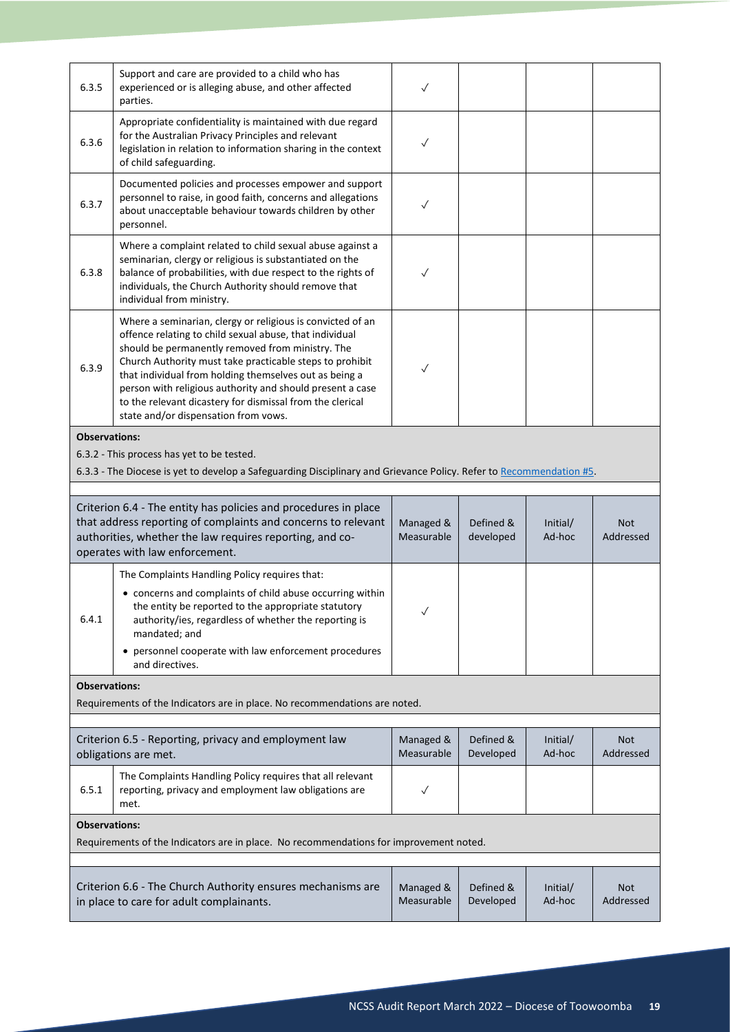| | | | | | |
|---|---|---|---|---|---|
| 6.3.5 | Support and care are provided to a child who has experienced or is alleging abuse, and other affected parties. | ✓ | | | |
| 6.3.6 | Appropriate confidentiality is maintained with due regard for the Australian Privacy Principles and relevant legislation in relation to information sharing in the context of child safeguarding. | ✓ | | | |
| 6.3.7 | Documented policies and processes empower and support personnel to raise, in good faith, concerns and allegations about unacceptable behaviour towards children by other personnel. | ✓ | | | |
| 6.3.8 | Where a complaint related to child sexual abuse against a seminarian, clergy or religious is substantiated on the balance of probabilities, with due respect to the rights of individuals, the Church Authority should remove that individual from ministry. | ✓ | | | |
| 6.3.9 | Where a seminarian, clergy or religious is convicted of an offence relating to child sexual abuse, that individual should be permanently removed from ministry. The Church Authority must take practicable steps to prohibit that individual from holding themselves out as being a person with religious authority and should present a case to the relevant dicastery for dismissal from the clerical state and/or dispensation from vows. | ✓ | | | |

**Observations:**

6.3.2 - This process has yet to be tested.

6.3.3 - The Diocese is yet to develop a Safeguarding Disciplinary and Grievance Policy. Refer to Recommendation #5.

| Criterion 6.4 - The entity has policies and procedures in place that address reporting of complaints and concerns to relevant authorities, whether the law requires reporting, and co-operates with law enforcement. | | Managed & Measurable | Defined & developed | Initial/ Ad-hoc | Not Addressed |
|---|---|---|---|---|---|
| 6.4.1 | The Complaints Handling Policy requires that:<br>• concerns and complaints of child abuse occurring within the entity be reported to the appropriate statutory authority/ies, regardless of whether the reporting is mandated; and<br>• personnel cooperate with law enforcement procedures and directives. | ✓ | | | |

**Observations:**

Requirements of the Indicators are in place. No recommendations are noted.

| Criterion 6.5 - Reporting, privacy and employment law obligations are met. | | Managed & Measurable | Defined & Developed | Initial/ Ad-hoc | Not Addressed |
|---|---|---|---|---|---|
| 6.5.1 | The Complaints Handling Policy requires that all relevant reporting, privacy and employment law obligations are met. | ✓ | | | |

**Observations:**

Requirements of the Indicators are in place. No recommendations for improvement noted.

| Criterion 6.6 - The Church Authority ensures mechanisms are in place to care for adult complainants. | Managed & Measurable | Defined & Developed | Initial/ Ad-hoc | Not Addressed |
|---|---|---|---|---|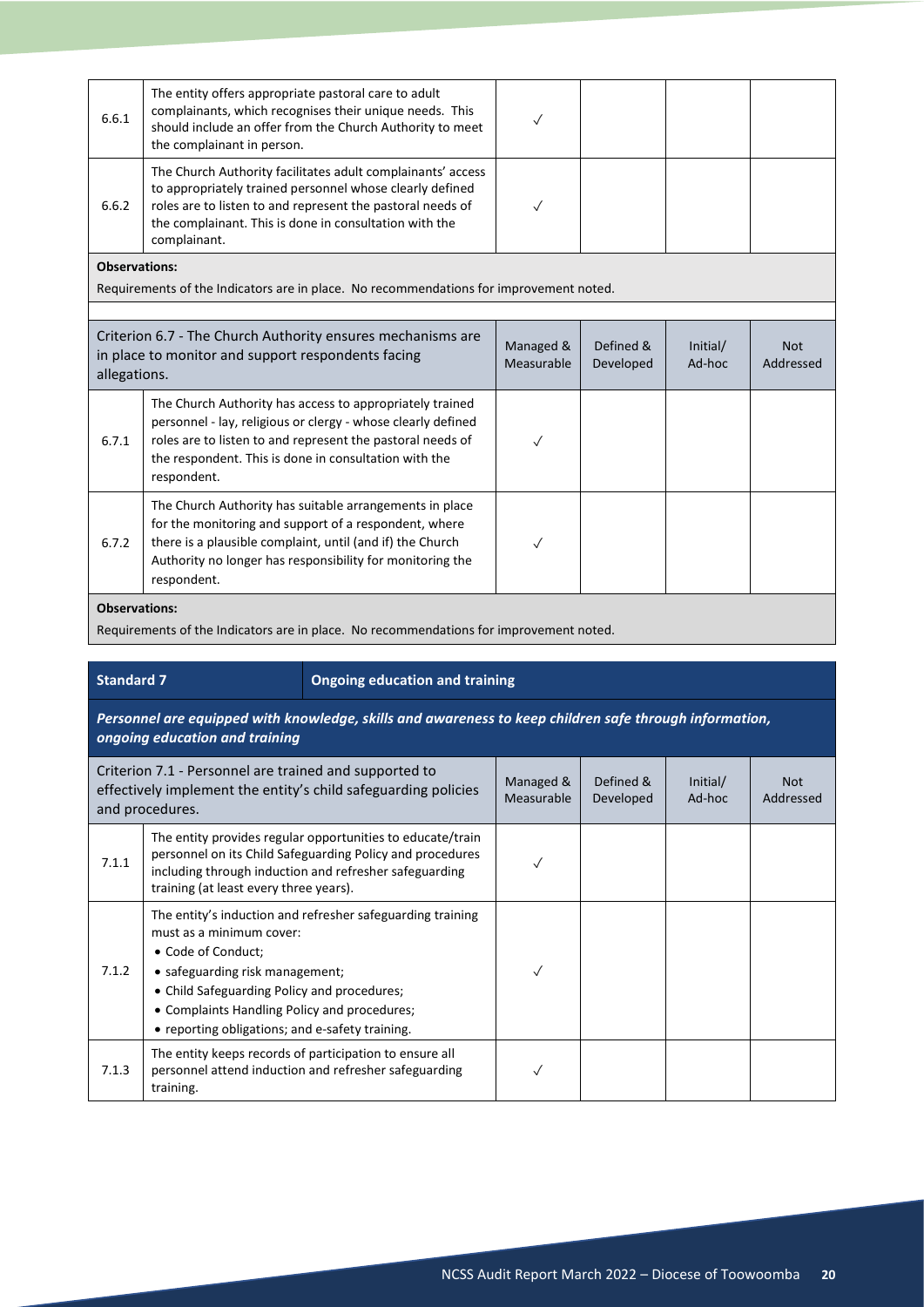| | | Managed & Measurable | Defined & Developed | Initial/ Ad-hoc | Not Addressed |
|---|---|---|---|---|---|
| 6.6.1 | The entity offers appropriate pastoral care to adult complainants, which recognises their unique needs. This should include an offer from the Church Authority to meet the complainant in person. | ✓ | | | |
| 6.6.2 | The Church Authority facilitates adult complainants' access to appropriately trained personnel whose clearly defined roles are to listen to and represent the pastoral needs of the complainant. This is done in consultation with the complainant. | ✓ | | | |

**Observations:**

Requirements of the Indicators are in place. No recommendations for improvement noted.

| Criterion 6.7 - The Church Authority ensures mechanisms are in place to monitor and support respondents facing allegations. | | Managed & Measurable | Defined & Developed | Initial/ Ad-hoc | Not Addressed |
|---|---|---|---|---|---|
| 6.7.1 | The Church Authority has access to appropriately trained personnel - lay, religious or clergy - whose clearly defined roles are to listen to and represent the pastoral needs of the respondent. This is done in consultation with the respondent. | ✓ | | | |
| 6.7.2 | The Church Authority has suitable arrangements in place for the monitoring and support of a respondent, where there is a plausible complaint, until (and if) the Church Authority no longer has responsibility for monitoring the respondent. | ✓ | | | |

**Observations:**

Requirements of the Indicators are in place. No recommendations for improvement noted.

## Standard 7 — Ongoing education and training

***Personnel are equipped with knowledge, skills and awareness to keep children safe through information, ongoing education and training***

| Criterion 7.1 - Personnel are trained and supported to effectively implement the entity's child safeguarding policies and procedures. | | Managed & Measurable | Defined & Developed | Initial/ Ad-hoc | Not Addressed |
|---|---|---|---|---|---|
| 7.1.1 | The entity provides regular opportunities to educate/train personnel on its Child Safeguarding Policy and procedures including through induction and refresher safeguarding training (at least every three years). | ✓ | | | |
| 7.1.2 | The entity's induction and refresher safeguarding training must as a minimum cover:<br>• Code of Conduct;<br>• safeguarding risk management;<br>• Child Safeguarding Policy and procedures;<br>• Complaints Handling Policy and procedures;<br>• reporting obligations; and e-safety training. | ✓ | | | |
| 7.1.3 | The entity keeps records of participation to ensure all personnel attend induction and refresher safeguarding training. | ✓ | | | |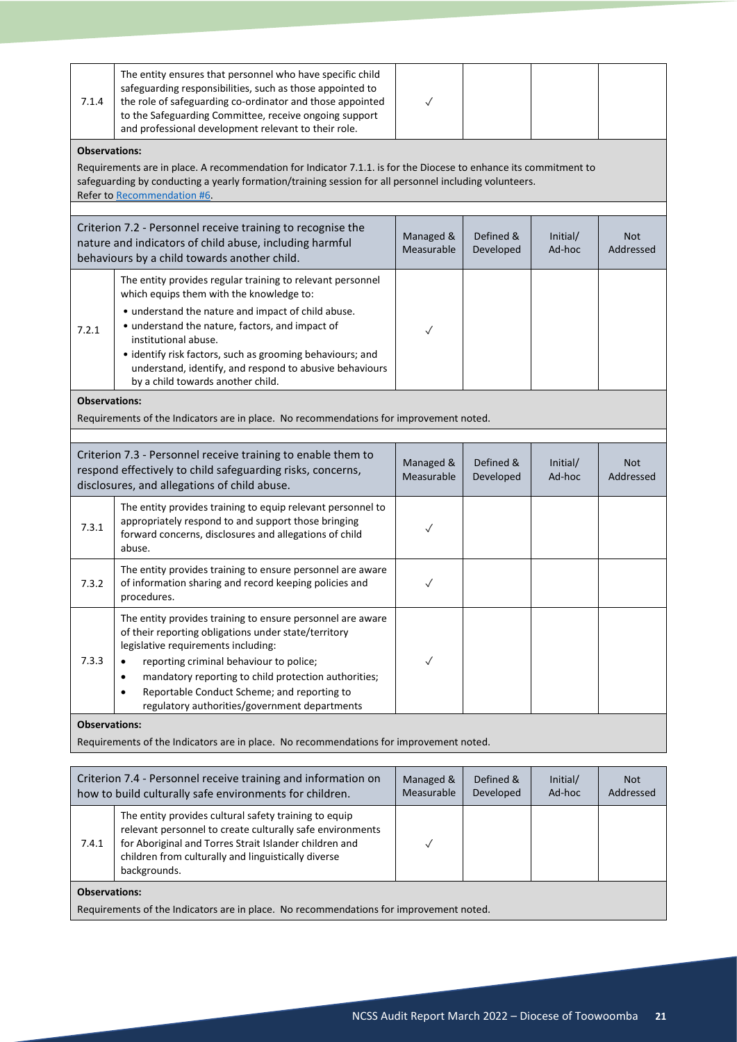| | | | | | |
|---|---|---|---|---|---|
| 7.1.4 | The entity ensures that personnel who have specific child safeguarding responsibilities, such as those appointed to the role of safeguarding co-ordinator and those appointed to the Safeguarding Committee, receive ongoing support and professional development relevant to their role. | ✓ | | | |

**Observations:**

Requirements are in place. A recommendation for Indicator 7.1.1. is for the Diocese to enhance its commitment to safeguarding by conducting a yearly formation/training session for all personnel including volunteers. Refer to Recommendation #6.

| Criterion 7.2 - Personnel receive training to recognise the nature and indicators of child abuse, including harmful behaviours by a child towards another child. | | Managed & Measurable | Defined & Developed | Initial/ Ad-hoc | Not Addressed |
|---|---|---|---|---|---|
| 7.2.1 | The entity provides regular training to relevant personnel which equips them with the knowledge to:<br>• understand the nature and impact of child abuse.<br>• understand the nature, factors, and impact of institutional abuse.<br>• identify risk factors, such as grooming behaviours; and understand, identify, and respond to abusive behaviours by a child towards another child. | ✓ | | | |

**Observations:**

Requirements of the Indicators are in place. No recommendations for improvement noted.

| Criterion 7.3 - Personnel receive training to enable them to respond effectively to child safeguarding risks, concerns, disclosures, and allegations of child abuse. | | Managed & Measurable | Defined & Developed | Initial/ Ad-hoc | Not Addressed |
|---|---|---|---|---|---|
| 7.3.1 | The entity provides training to equip relevant personnel to appropriately respond to and support those bringing forward concerns, disclosures and allegations of child abuse. | ✓ | | | |
| 7.3.2 | The entity provides training to ensure personnel are aware of information sharing and record keeping policies and procedures. | ✓ | | | |
| 7.3.3 | The entity provides training to ensure personnel are aware of their reporting obligations under state/territory legislative requirements including:<br>• reporting criminal behaviour to police;<br>• mandatory reporting to child protection authorities;<br>• Reportable Conduct Scheme; and reporting to regulatory authorities/government departments | ✓ | | | |

**Observations:**

Requirements of the Indicators are in place. No recommendations for improvement noted.

| Criterion 7.4 - Personnel receive training and information on how to build culturally safe environments for children. | | Managed & Measurable | Defined & Developed | Initial/ Ad-hoc | Not Addressed |
|---|---|---|---|---|---|
| 7.4.1 | The entity provides cultural safety training to equip relevant personnel to create culturally safe environments for Aboriginal and Torres Strait Islander children and children from culturally and linguistically diverse backgrounds. | ✓ | | | |

**Observations:**

Requirements of the Indicators are in place. No recommendations for improvement noted.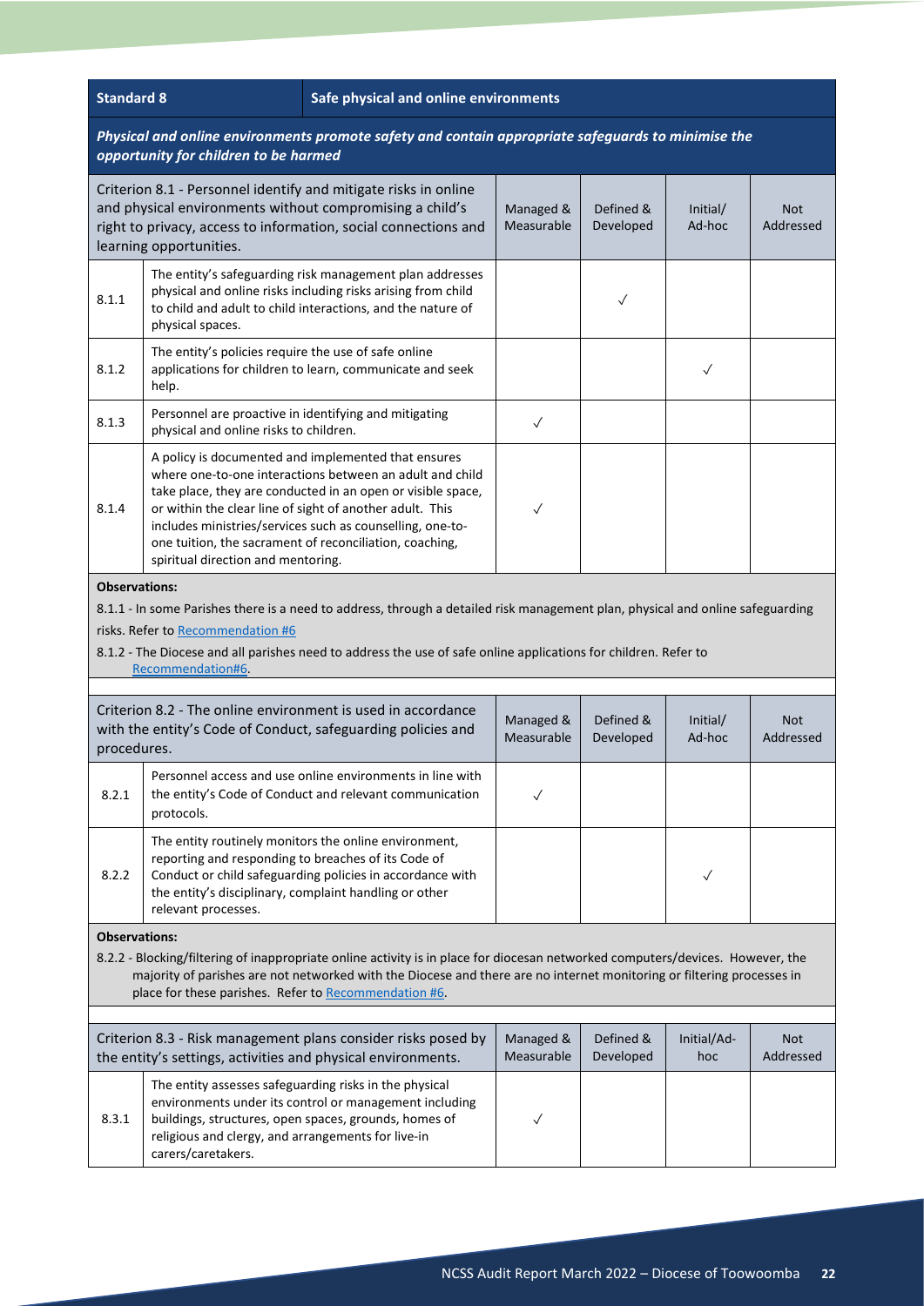| Standard 8 | Safe physical and online environments | | | | |
|---|---|---|---|---|---|
| ***Physical and online environments promote safety and contain appropriate safeguards to minimise the opportunity for children to be harmed*** | | | | | |

| Criterion 8.1 - Personnel identify and mitigate risks in online and physical environments without compromising a child's right to privacy, access to information, social connections and learning opportunities. | | Managed & Measurable | Defined & Developed | Initial/ Ad-hoc | Not Addressed |
|---|---|---|---|---|---|
| 8.1.1 | The entity's safeguarding risk management plan addresses physical and online risks including risks arising from child to child and adult to child interactions, and the nature of physical spaces. | | ✓ | | |
| 8.1.2 | The entity's policies require the use of safe online applications for children to learn, communicate and seek help. | | | ✓ | |
| 8.1.3 | Personnel are proactive in identifying and mitigating physical and online risks to children. | ✓ | | | |
| 8.1.4 | A policy is documented and implemented that ensures where one-to-one interactions between an adult and child take place, they are conducted in an open or visible space, or within the clear line of sight of another adult. This includes ministries/services such as counselling, one-to-one tuition, the sacrament of reconciliation, coaching, spiritual direction and mentoring. | ✓ | | | |

**Observations:**

8.1.1 - In some Parishes there is a need to address, through a detailed risk management plan, physical and online safeguarding risks. Refer to Recommendation #6

8.1.2 - The Diocese and all parishes need to address the use of safe online applications for children. Refer to Recommendation#6.

| Criterion 8.2 - The online environment is used in accordance with the entity's Code of Conduct, safeguarding policies and procedures. | | Managed & Measurable | Defined & Developed | Initial/ Ad-hoc | Not Addressed |
|---|---|---|---|---|---|
| 8.2.1 | Personnel access and use online environments in line with the entity's Code of Conduct and relevant communication protocols. | ✓ | | | |
| 8.2.2 | The entity routinely monitors the online environment, reporting and responding to breaches of its Code of Conduct or child safeguarding policies in accordance with the entity's disciplinary, complaint handling or other relevant processes. | | | ✓ | |

**Observations:**

8.2.2 - Blocking/filtering of inappropriate online activity is in place for diocesan networked computers/devices. However, the majority of parishes are not networked with the Diocese and there are no internet monitoring or filtering processes in place for these parishes. Refer to Recommendation #6.

| Criterion 8.3 - Risk management plans consider risks posed by the entity's settings, activities and physical environments. | | Managed & Measurable | Defined & Developed | Initial/Ad-hoc | Not Addressed |
|---|---|---|---|---|---|
| 8.3.1 | The entity assesses safeguarding risks in the physical environments under its control or management including buildings, structures, open spaces, grounds, homes of religious and clergy, and arrangements for live-in carers/caretakers. | ✓ | | | |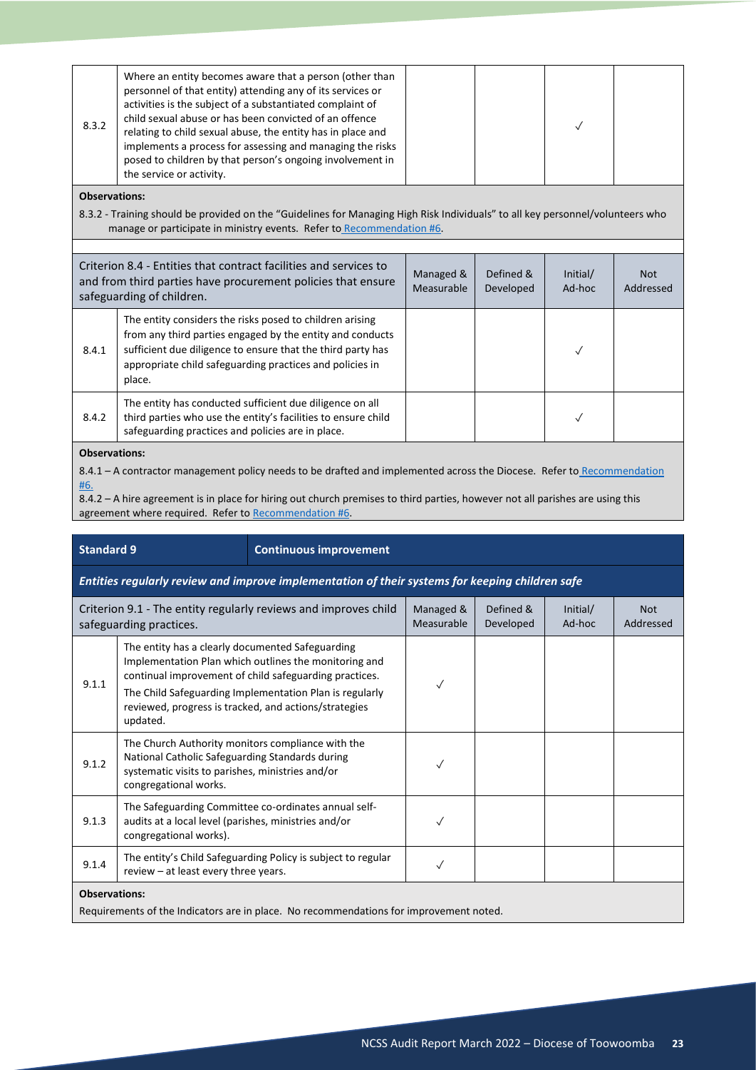| | | Managed & Measurable | Defined & Developed | Initial/ Ad-hoc | Not Addressed |
|---|---|---|---|---|---|
| 8.3.2 | Where an entity becomes aware that a person (other than personnel of that entity) attending any of its services or activities is the subject of a substantiated complaint of child sexual abuse or has been convicted of an offence relating to child sexual abuse, the entity has in place and implements a process for assessing and managing the risks posed to children by that person's ongoing involvement in the service or activity. | | | ✓ | |

**Observations:**

8.3.2 - Training should be provided on the "Guidelines for Managing High Risk Individuals" to all key personnel/volunteers who manage or participate in ministry events. Refer to Recommendation #6.

| Criterion 8.4 - Entities that contract facilities and services to and from third parties have procurement policies that ensure safeguarding of children. | | Managed & Measurable | Defined & Developed | Initial/ Ad-hoc | Not Addressed |
|---|---|---|---|---|---|
| 8.4.1 | The entity considers the risks posed to children arising from any third parties engaged by the entity and conducts sufficient due diligence to ensure that the third party has appropriate child safeguarding practices and policies in place. | | | ✓ | |
| 8.4.2 | The entity has conducted sufficient due diligence on all third parties who use the entity's facilities to ensure child safeguarding practices and policies are in place. | | | ✓ | |

**Observations:**

8.4.1 – A contractor management policy needs to be drafted and implemented across the Diocese. Refer to Recommendation #6.

8.4.2 – A hire agreement is in place for hiring out church premises to third parties, however not all parishes are using this agreement where required. Refer to Recommendation #6.

## Standard 9 — Continuous improvement

***Entities regularly review and improve implementation of their systems for keeping children safe***

| Criterion 9.1 - The entity regularly reviews and improves child safeguarding practices. | | Managed & Measurable | Defined & Developed | Initial/ Ad-hoc | Not Addressed |
|---|---|---|---|---|---|
| 9.1.1 | The entity has a clearly documented Safeguarding Implementation Plan which outlines the monitoring and continual improvement of child safeguarding practices. The Child Safeguarding Implementation Plan is regularly reviewed, progress is tracked, and actions/strategies updated. | ✓ | | | |
| 9.1.2 | The Church Authority monitors compliance with the National Catholic Safeguarding Standards during systematic visits to parishes, ministries and/or congregational works. | ✓ | | | |
| 9.1.3 | The Safeguarding Committee co-ordinates annual self-audits at a local level (parishes, ministries and/or congregational works). | ✓ | | | |
| 9.1.4 | The entity's Child Safeguarding Policy is subject to regular review – at least every three years. | ✓ | | | |

**Observations:**

Requirements of the Indicators are in place. No recommendations for improvement noted.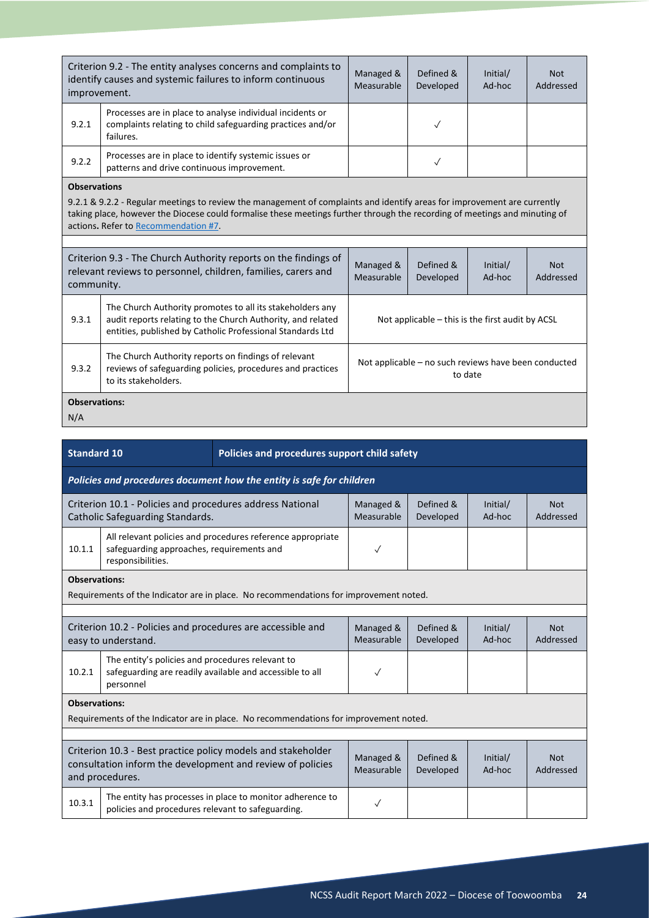| Criterion 9.2 - The entity analyses concerns and complaints to identify causes and systemic failures to inform continuous improvement. | | Managed & Measurable | Defined & Developed | Initial/ Ad-hoc | Not Addressed |
|---|---|---|---|---|---|
| 9.2.1 | Processes are in place to analyse individual incidents or complaints relating to child safeguarding practices and/or failures. | | ✓ | | |
| 9.2.2 | Processes are in place to identify systemic issues or patterns and drive continuous improvement. | | ✓ | | |

**Observations**

9.2.1 & 9.2.2 - Regular meetings to review the management of complaints and identify areas for improvement are currently taking place, however the Diocese could formalise these meetings further through the recording of meetings and minuting of actions**.** Refer to Recommendation #7.

| Criterion 9.3 - The Church Authority reports on the findings of relevant reviews to personnel, children, families, carers and community. | | Managed & Measurable | Defined & Developed | Initial/ Ad-hoc | Not Addressed |
|---|---|---|---|---|---|
| 9.3.1 | The Church Authority promotes to all its stakeholders any audit reports relating to the Church Authority, and related entities, published by Catholic Professional Standards Ltd | Not applicable – this is the first audit by ACSL | | | |
| 9.3.2 | The Church Authority reports on findings of relevant reviews of safeguarding policies, procedures and practices to its stakeholders. | Not applicable – no such reviews have been conducted to date | | | |

**Observations:**

N/A

| **Standard 10** | **Policies and procedures support child safety** |
|---|---|

***Policies and procedures document how the entity is safe for children***

| Criterion 10.1 - Policies and procedures address National Catholic Safeguarding Standards. | | Managed & Measurable | Defined & Developed | Initial/ Ad-hoc | Not Addressed |
|---|---|---|---|---|---|
| 10.1.1 | All relevant policies and procedures reference appropriate safeguarding approaches, requirements and responsibilities. | ✓ | | | |

**Observations:**

Requirements of the Indicator are in place. No recommendations for improvement noted.

| Criterion 10.2 - Policies and procedures are accessible and easy to understand. | | Managed & Measurable | Defined & Developed | Initial/ Ad-hoc | Not Addressed |
|---|---|---|---|---|---|
| 10.2.1 | The entity's policies and procedures relevant to safeguarding are readily available and accessible to all personnel | ✓ | | | |

**Observations:**

Requirements of the Indicator are in place. No recommendations for improvement noted.

| Criterion 10.3 - Best practice policy models and stakeholder consultation inform the development and review of policies and procedures. | | Managed & Measurable | Defined & Developed | Initial/ Ad-hoc | Not Addressed |
|---|---|---|---|---|---|
| 10.3.1 | The entity has processes in place to monitor adherence to policies and procedures relevant to safeguarding. | ✓ | | | |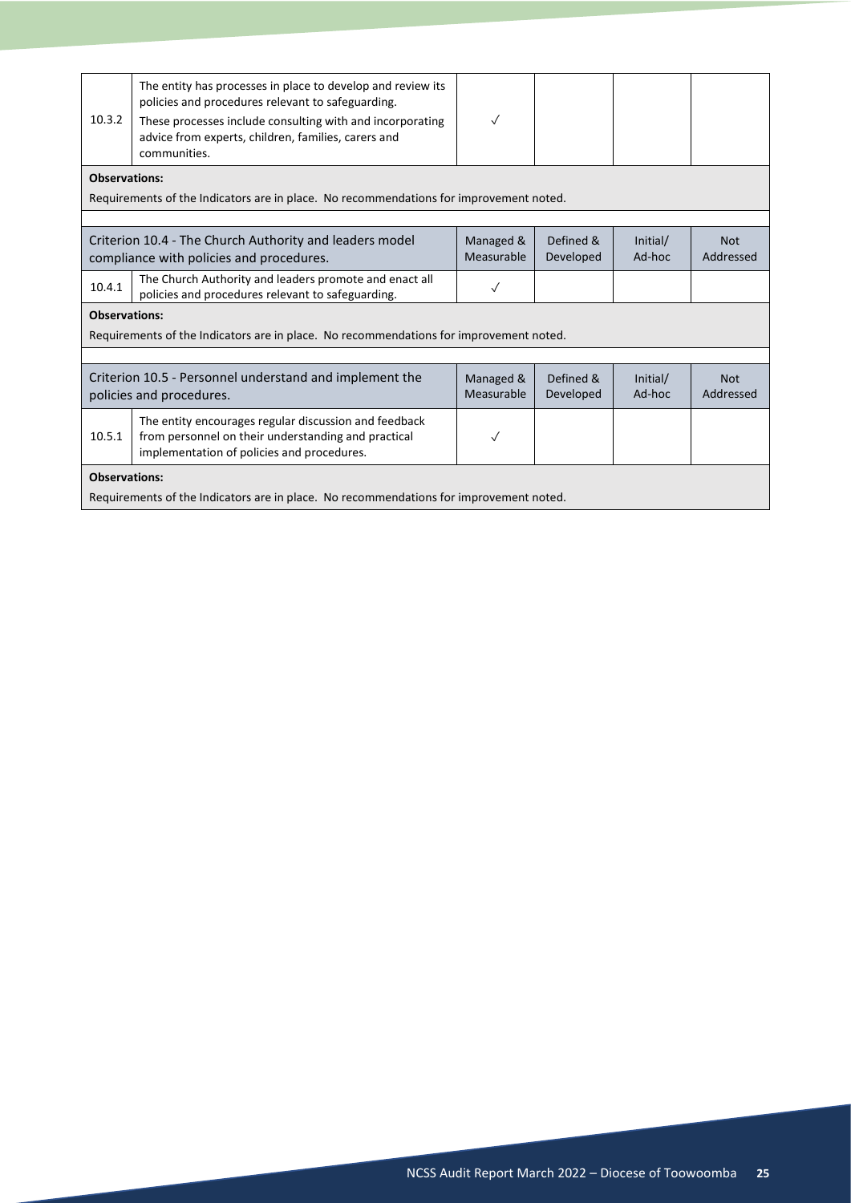| | | Managed & Measurable | Defined & Developed | Initial/ Ad-hoc | Not Addressed |
|---|---|---|---|---|---|
| 10.3.2 | The entity has processes in place to develop and review its policies and procedures relevant to safeguarding. These processes include consulting with and incorporating advice from experts, children, families, carers and communities. | ✓ | | | |

**Observations:**

Requirements of the Indicators are in place. No recommendations for improvement noted.

| Criterion 10.4 - The Church Authority and leaders model compliance with policies and procedures. | | Managed & Measurable | Defined & Developed | Initial/ Ad-hoc | Not Addressed |
|---|---|---|---|---|---|
| 10.4.1 | The Church Authority and leaders promote and enact all policies and procedures relevant to safeguarding. | ✓ | | | |

**Observations:**

Requirements of the Indicators are in place. No recommendations for improvement noted.

| Criterion 10.5 - Personnel understand and implement the policies and procedures. | | Managed & Measurable | Defined & Developed | Initial/ Ad-hoc | Not Addressed |
|---|---|---|---|---|---|
| 10.5.1 | The entity encourages regular discussion and feedback from personnel on their understanding and practical implementation of policies and procedures. | ✓ | | | |

**Observations:**

Requirements of the Indicators are in place. No recommendations for improvement noted.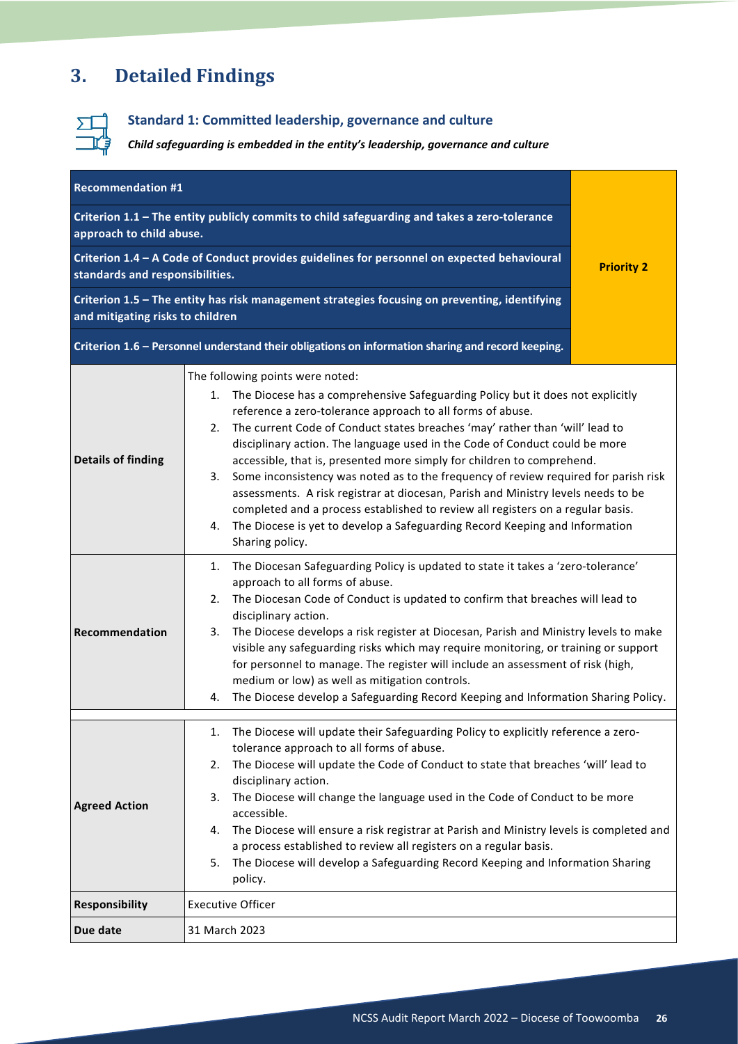# 3. Detailed Findings

### Standard 1: Committed leadership, governance and culture

***Child safeguarding is embedded in the entity's leadership, governance and culture***

| **Recommendation #1** | | |
|---|---|---|
| **Criterion 1.1 – The entity publicly commits to child safeguarding and takes a zero-tolerance approach to child abuse.**<br>**Criterion 1.4 – A Code of Conduct provides guidelines for personnel on expected behavioural standards and responsibilities.**<br>**Criterion 1.5 – The entity has risk management strategies focusing on preventing, identifying and mitigating risks to children**<br>**Criterion 1.6 – Personnel understand their obligations on information sharing and record keeping.** | | **Priority 2** |
| **Details of finding** | The following points were noted:<br>1. The Diocese has a comprehensive Safeguarding Policy but it does not explicitly reference a zero-tolerance approach to all forms of abuse.<br>2. The current Code of Conduct states breaches 'may' rather than 'will' lead to disciplinary action. The language used in the Code of Conduct could be more accessible, that is, presented more simply for children to comprehend.<br>3. Some inconsistency was noted as to the frequency of review required for parish risk assessments. A risk registrar at diocesan, Parish and Ministry levels needs to be completed and a process established to review all registers on a regular basis.<br>4. The Diocese is yet to develop a Safeguarding Record Keeping and Information Sharing policy. | |
| **Recommendation** | 1. The Diocesan Safeguarding Policy is updated to state it takes a 'zero-tolerance' approach to all forms of abuse.<br>2. The Diocesan Code of Conduct is updated to confirm that breaches will lead to disciplinary action.<br>3. The Diocese develops a risk register at Diocesan, Parish and Ministry levels to make visible any safeguarding risks which may require monitoring, or training or support for personnel to manage. The register will include an assessment of risk (high, medium or low) as well as mitigation controls.<br>4. The Diocese develop a Safeguarding Record Keeping and Information Sharing Policy. | |
| **Agreed Action** | 1. The Diocese will update their Safeguarding Policy to explicitly reference a zero-tolerance approach to all forms of abuse.<br>2. The Diocese will update the Code of Conduct to state that breaches 'will' lead to disciplinary action.<br>3. The Diocese will change the language used in the Code of Conduct to be more accessible.<br>4. The Diocese will ensure a risk registrar at Parish and Ministry levels is completed and a process established to review all registers on a regular basis.<br>5. The Diocese will develop a Safeguarding Record Keeping and Information Sharing policy. | |
| **Responsibility** | Executive Officer | |
| **Due date** | 31 March 2023 | |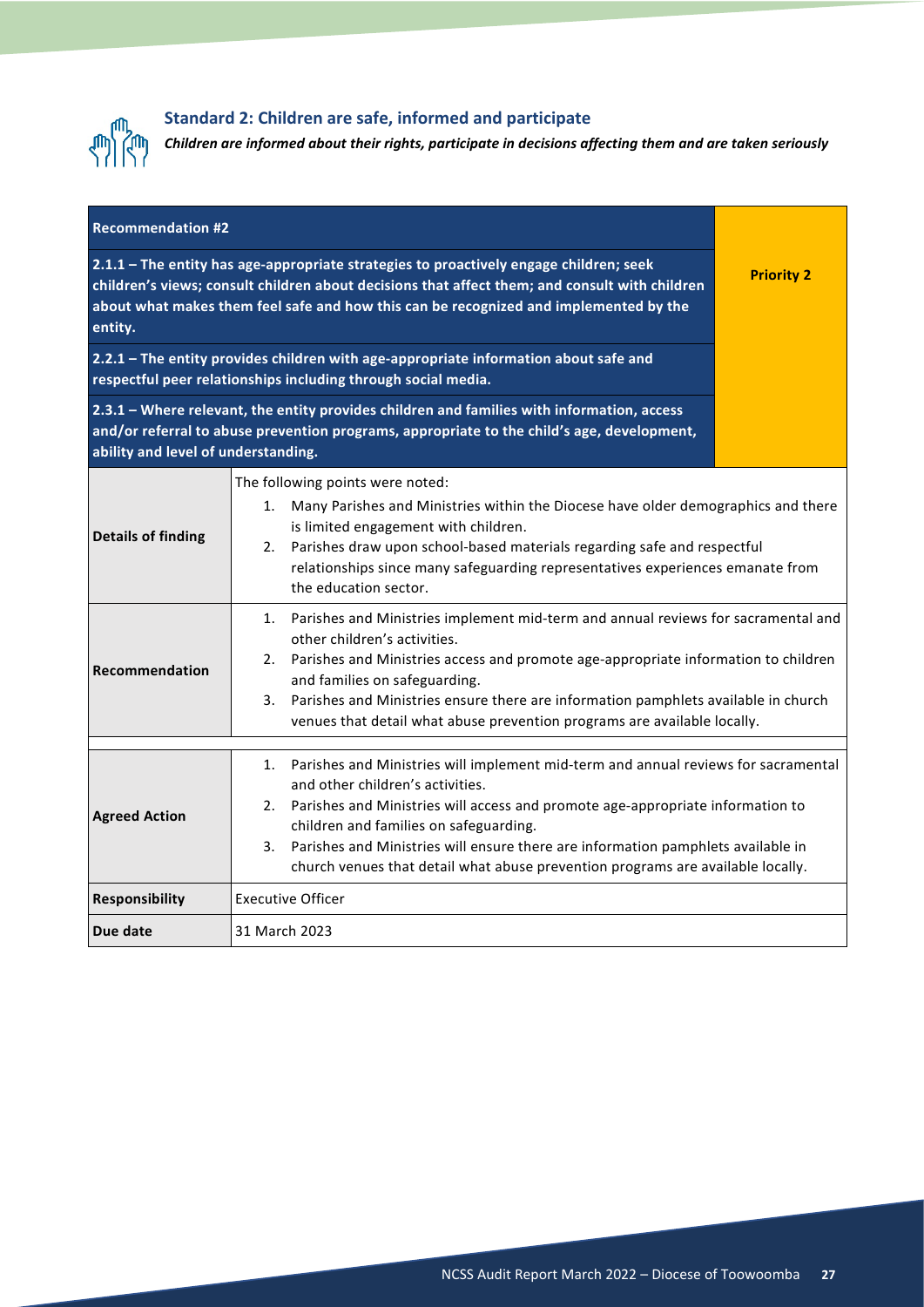## Standard 2: Children are safe, informed and participate

***Children are informed about their rights, participate in decisions affecting them and are taken seriously***

| **Recommendation #2** | | |
|---|---|---|
| **2.1.1 – The entity has age-appropriate strategies to proactively engage children; seek children's views; consult children about decisions that affect them; and consult with children about what makes them feel safe and how this can be recognized and implemented by the entity.** | | **Priority 2** |
| **2.2.1 – The entity provides children with age-appropriate information about safe and respectful peer relationships including through social media.** | | |
| **2.3.1 – Where relevant, the entity provides children and families with information, access and/or referral to abuse prevention programs, appropriate to the child's age, development, ability and level of understanding.** | | |
| **Details of finding** | The following points were noted:<br>1. Many Parishes and Ministries within the Diocese have older demographics and there is limited engagement with children.<br>2. Parishes draw upon school-based materials regarding safe and respectful relationships since many safeguarding representatives experiences emanate from the education sector. | |
| **Recommendation** | 1. Parishes and Ministries implement mid-term and annual reviews for sacramental and other children's activities.<br>2. Parishes and Ministries access and promote age-appropriate information to children and families on safeguarding.<br>3. Parishes and Ministries ensure there are information pamphlets available in church venues that detail what abuse prevention programs are available locally. | |
| **Agreed Action** | 1. Parishes and Ministries will implement mid-term and annual reviews for sacramental and other children's activities.<br>2. Parishes and Ministries will access and promote age-appropriate information to children and families on safeguarding.<br>3. Parishes and Ministries will ensure there are information pamphlets available in church venues that detail what abuse prevention programs are available locally. | |
| **Responsibility** | Executive Officer | |
| **Due date** | 31 March 2023 | |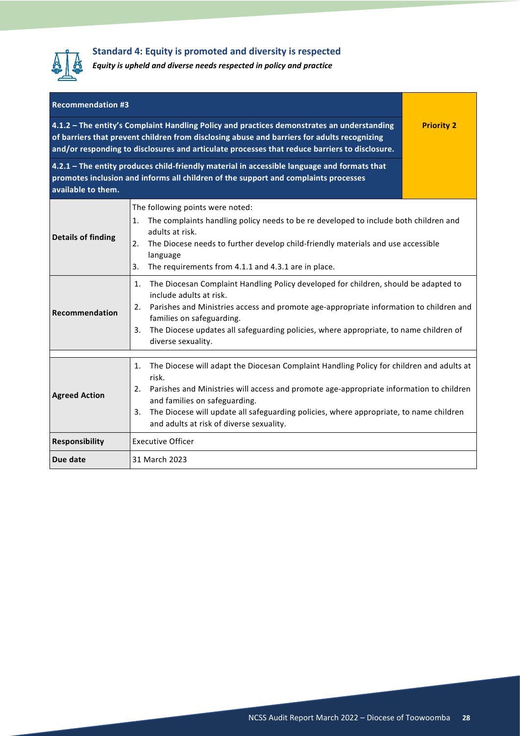## Standard 4: Equity is promoted and diversity is respected

***Equity is upheld and diverse needs respected in policy and practice***

| **Recommendation #3** | | |
|---|---|---|
| **4.1.2 – The entity's Complaint Handling Policy and practices demonstrates an understanding of barriers that prevent children from disclosing abuse and barriers for adults recognizing and/or responding to disclosures and articulate processes that reduce barriers to disclosure.** | | **Priority 2** |
| **4.2.1 – The entity produces child-friendly material in accessible language and formats that promotes inclusion and informs all children of the support and complaints processes available to them.** | | |
| **Details of finding** | The following points were noted:<br>1. The complaints handling policy needs to be re developed to include both children and adults at risk.<br>2. The Diocese needs to further develop child-friendly materials and use accessible language<br>3. The requirements from 4.1.1 and 4.3.1 are in place. | |
| **Recommendation** | 1. The Diocesan Complaint Handling Policy developed for children, should be adapted to include adults at risk.<br>2. Parishes and Ministries access and promote age-appropriate information to children and families on safeguarding.<br>3. The Diocese updates all safeguarding policies, where appropriate, to name children of diverse sexuality. | |
| **Agreed Action** | 1. The Diocese will adapt the Diocesan Complaint Handling Policy for children and adults at risk.<br>2. Parishes and Ministries will access and promote age-appropriate information to children and families on safeguarding.<br>3. The Diocese will update all safeguarding policies, where appropriate, to name children and adults at risk of diverse sexuality. | |
| **Responsibility** | Executive Officer | |
| **Due date** | 31 March 2023 | |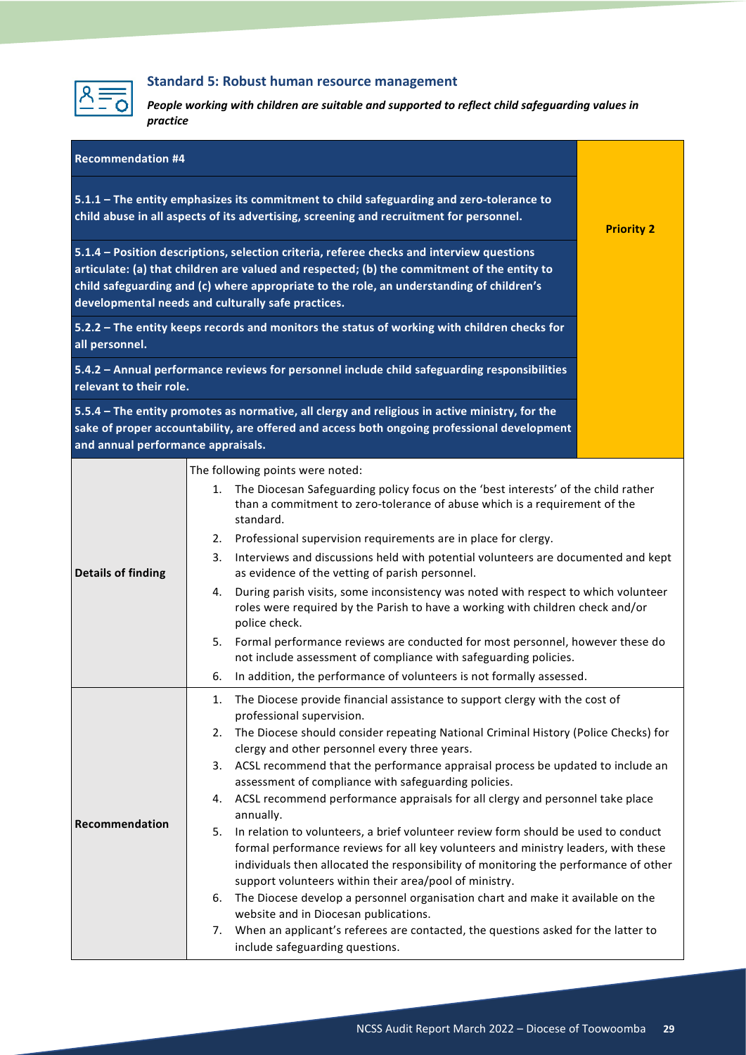### Standard 5: Robust human resource management

***People working with children are suitable and supported to reflect child safeguarding values in practice***

| **Recommendation #4** | |
|---|---|
| **5.1.1 – The entity emphasizes its commitment to child safeguarding and zero-tolerance to child abuse in all aspects of its advertising, screening and recruitment for personnel.**<br><br>**5.1.4 – Position descriptions, selection criteria, referee checks and interview questions articulate: (a) that children are valued and respected; (b) the commitment of the entity to child safeguarding and (c) where appropriate to the role, an understanding of children's developmental needs and culturally safe practices.**<br><br>**5.2.2 – The entity keeps records and monitors the status of working with children checks for all personnel.**<br><br>**5.4.2 – Annual performance reviews for personnel include child safeguarding responsibilities relevant to their role.**<br><br>**5.5.4 – The entity promotes as normative, all clergy and religious in active ministry, for the sake of proper accountability, are offered and access both ongoing professional development and annual performance appraisals.** | **Priority 2** |

| | |
|---|---|
| **Details of finding** | The following points were noted:<br>1. The Diocesan Safeguarding policy focus on the 'best interests' of the child rather than a commitment to zero-tolerance of abuse which is a requirement of the standard.<br>2. Professional supervision requirements are in place for clergy.<br>3. Interviews and discussions held with potential volunteers are documented and kept as evidence of the vetting of parish personnel.<br>4. During parish visits, some inconsistency was noted with respect to which volunteer roles were required by the Parish to have a working with children check and/or police check.<br>5. Formal performance reviews are conducted for most personnel, however these do not include assessment of compliance with safeguarding policies.<br>6. In addition, the performance of volunteers is not formally assessed. |
| **Recommendation** | 1. The Diocese provide financial assistance to support clergy with the cost of professional supervision.<br>2. The Diocese should consider repeating National Criminal History (Police Checks) for clergy and other personnel every three years.<br>3. ACSL recommend that the performance appraisal process be updated to include an assessment of compliance with safeguarding policies.<br>4. ACSL recommend performance appraisals for all clergy and personnel take place annually.<br>5. In relation to volunteers, a brief volunteer review form should be used to conduct formal performance reviews for all key volunteers and ministry leaders, with these individuals then allocated the responsibility of monitoring the performance of other support volunteers within their area/pool of ministry.<br>6. The Diocese develop a personnel organisation chart and make it available on the website and in Diocesan publications.<br>7. When an applicant's referees are contacted, the questions asked for the latter to include safeguarding questions. |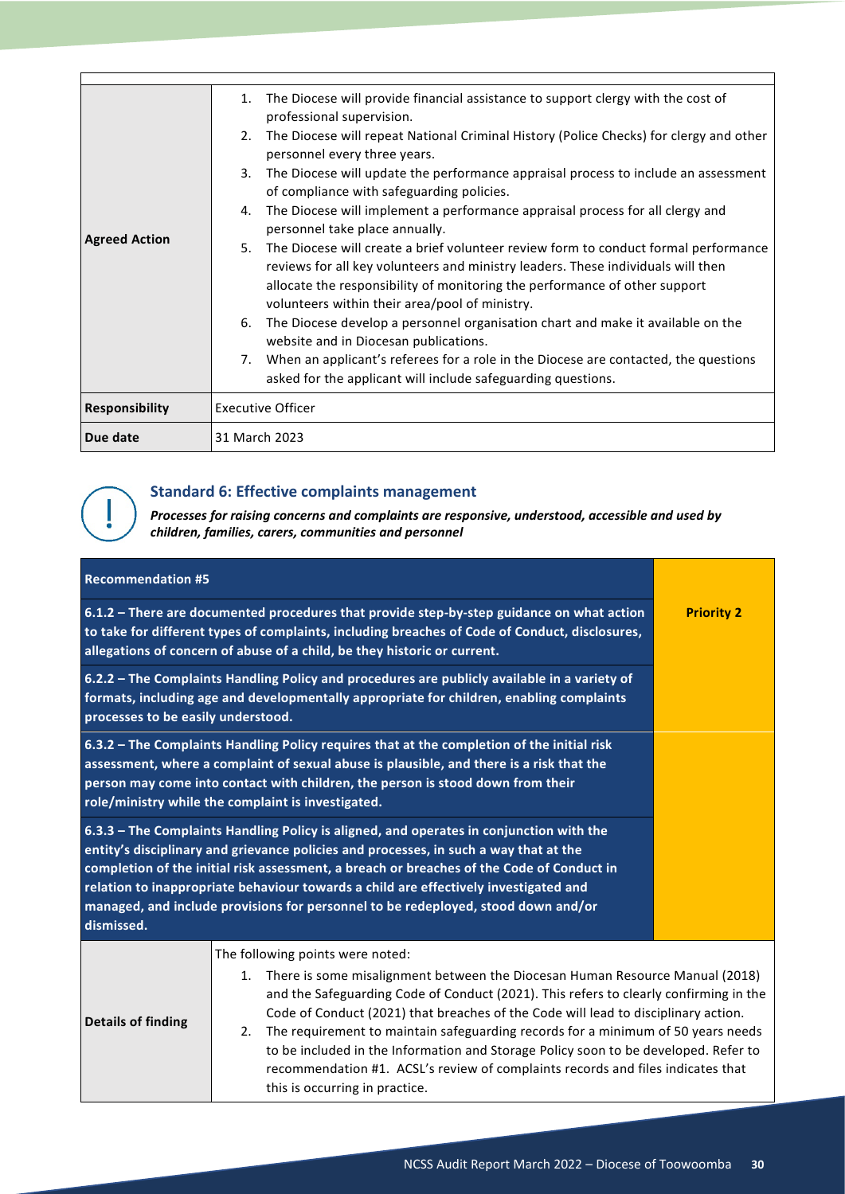| | |
|---|---|
| **Agreed Action** | 1. The Diocese will provide financial assistance to support clergy with the cost of professional supervision.<br>2. The Diocese will repeat National Criminal History (Police Checks) for clergy and other personnel every three years.<br>3. The Diocese will update the performance appraisal process to include an assessment of compliance with safeguarding policies.<br>4. The Diocese will implement a performance appraisal process for all clergy and personnel take place annually.<br>5. The Diocese will create a brief volunteer review form to conduct formal performance reviews for all key volunteers and ministry leaders. These individuals will then allocate the responsibility of monitoring the performance of other support volunteers within their area/pool of ministry.<br>6. The Diocese develop a personnel organisation chart and make it available on the website and in Diocesan publications.<br>7. When an applicant's referees for a role in the Diocese are contacted, the questions asked for the applicant will include safeguarding questions. |
| **Responsibility** | Executive Officer |
| **Due date** | 31 March 2023 |

### Standard 6: Effective complaints management

***Processes for raising concerns and complaints are responsive, understood, accessible and used by children, families, carers, communities and personnel***

| **Recommendation #5** | |
|---|---|
| **6.1.2 – There are documented procedures that provide step-by-step guidance on what action to take for different types of complaints, including breaches of Code of Conduct, disclosures, allegations of concern of abuse of a child, be they historic or current.** | **Priority 2** |
| **6.2.2 – The Complaints Handling Policy and procedures are publicly available in a variety of formats, including age and developmentally appropriate for children, enabling complaints processes to be easily understood.** | |
| **6.3.2 – The Complaints Handling Policy requires that at the completion of the initial risk assessment, where a complaint of sexual abuse is plausible, and there is a risk that the person may come into contact with children, the person is stood down from their role/ministry while the complaint is investigated.** | |
| **6.3.3 – The Complaints Handling Policy is aligned, and operates in conjunction with the entity's disciplinary and grievance policies and processes, in such a way that at the completion of the initial risk assessment, a breach or breaches of the Code of Conduct in relation to inappropriate behaviour towards a child are effectively investigated and managed, and include provisions for personnel to be redeployed, stood down and/or dismissed.** | |
| **Details of finding** | The following points were noted:<br>1. There is some misalignment between the Diocesan Human Resource Manual (2018) and the Safeguarding Code of Conduct (2021). This refers to clearly confirming in the Code of Conduct (2021) that breaches of the Code will lead to disciplinary action.<br>2. The requirement to maintain safeguarding records for a minimum of 50 years needs to be included in the Information and Storage Policy soon to be developed. Refer to recommendation #1. ACSL's review of complaints records and files indicates that this is occurring in practice. |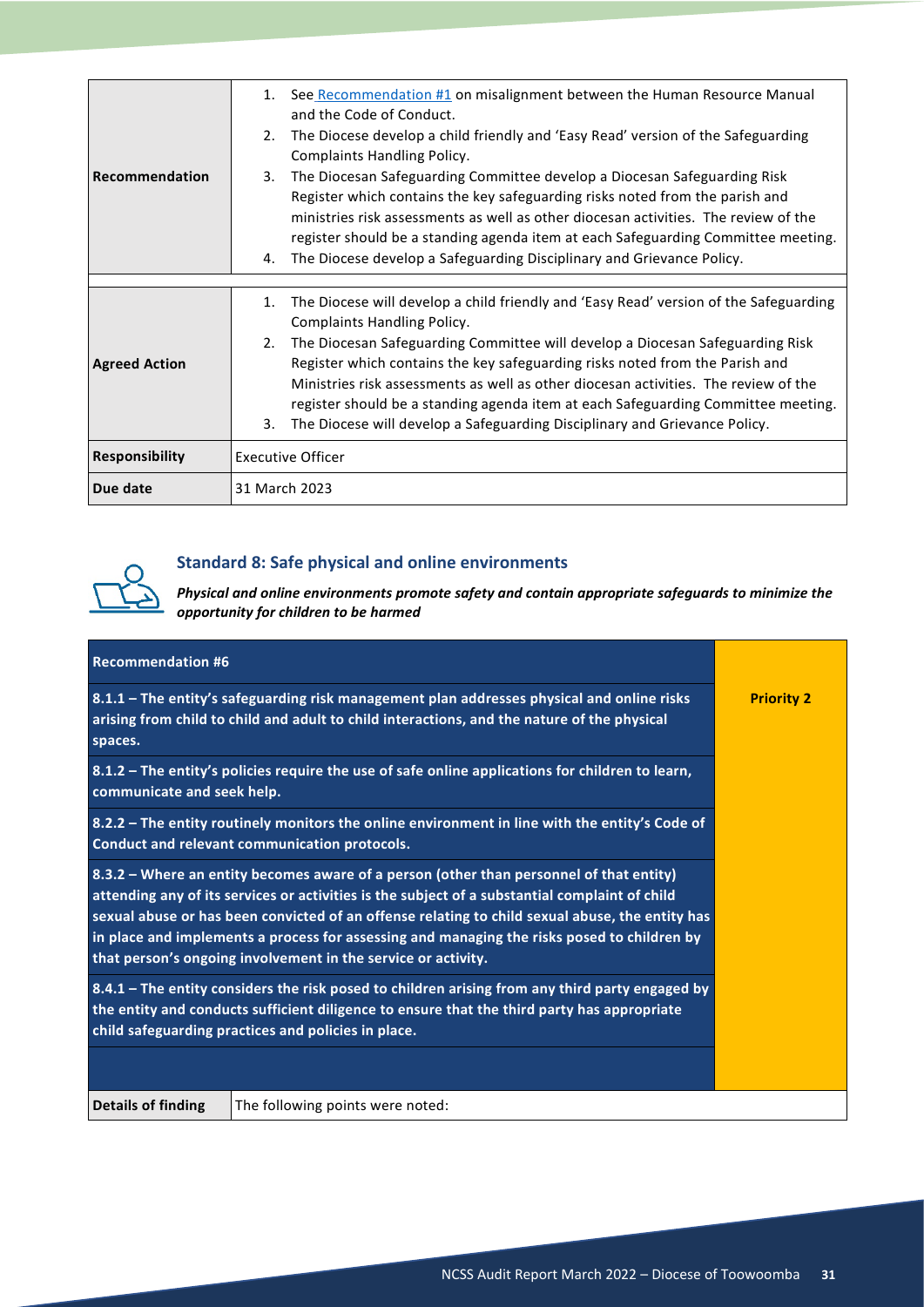| | |
|---|---|
| **Recommendation** | 1. See Recommendation #1 on misalignment between the Human Resource Manual and the Code of Conduct.<br>2. The Diocese develop a child friendly and 'Easy Read' version of the Safeguarding Complaints Handling Policy.<br>3. The Diocesan Safeguarding Committee develop a Diocesan Safeguarding Risk Register which contains the key safeguarding risks noted from the parish and ministries risk assessments as well as other diocesan activities. The review of the register should be a standing agenda item at each Safeguarding Committee meeting.<br>4. The Diocese develop a Safeguarding Disciplinary and Grievance Policy. |
| **Agreed Action** | 1. The Diocese will develop a child friendly and 'Easy Read' version of the Safeguarding Complaints Handling Policy.<br>2. The Diocesan Safeguarding Committee will develop a Diocesan Safeguarding Risk Register which contains the key safeguarding risks noted from the Parish and Ministries risk assessments as well as other diocesan activities. The review of the register should be a standing agenda item at each Safeguarding Committee meeting.<br>3. The Diocese will develop a Safeguarding Disciplinary and Grievance Policy. |
| **Responsibility** | Executive Officer |
| **Due date** | 31 March 2023 |

## Standard 8: Safe physical and online environments

***Physical and online environments promote safety and contain appropriate safeguards to minimize the opportunity for children to be harmed***

| **Recommendation #6** | |
|---|---|
| **8.1.1 – The entity's safeguarding risk management plan addresses physical and online risks arising from child to child and adult to child interactions, and the nature of the physical spaces.** | **Priority 2** |
| **8.1.2 – The entity's policies require the use of safe online applications for children to learn, communicate and seek help.** | |
| **8.2.2 – The entity routinely monitors the online environment in line with the entity's Code of Conduct and relevant communication protocols.** | |
| **8.3.2 – Where an entity becomes aware of a person (other than personnel of that entity) attending any of its services or activities is the subject of a substantial complaint of child sexual abuse or has been convicted of an offense relating to child sexual abuse, the entity has in place and implements a process for assessing and managing the risks posed to children by that person's ongoing involvement in the service or activity.** | |
| **8.4.1 – The entity considers the risk posed to children arising from any third party engaged by the entity and conducts sufficient diligence to ensure that the third party has appropriate child safeguarding practices and policies in place.** | |

| | |
|---|---|
| **Details of finding** | The following points were noted: |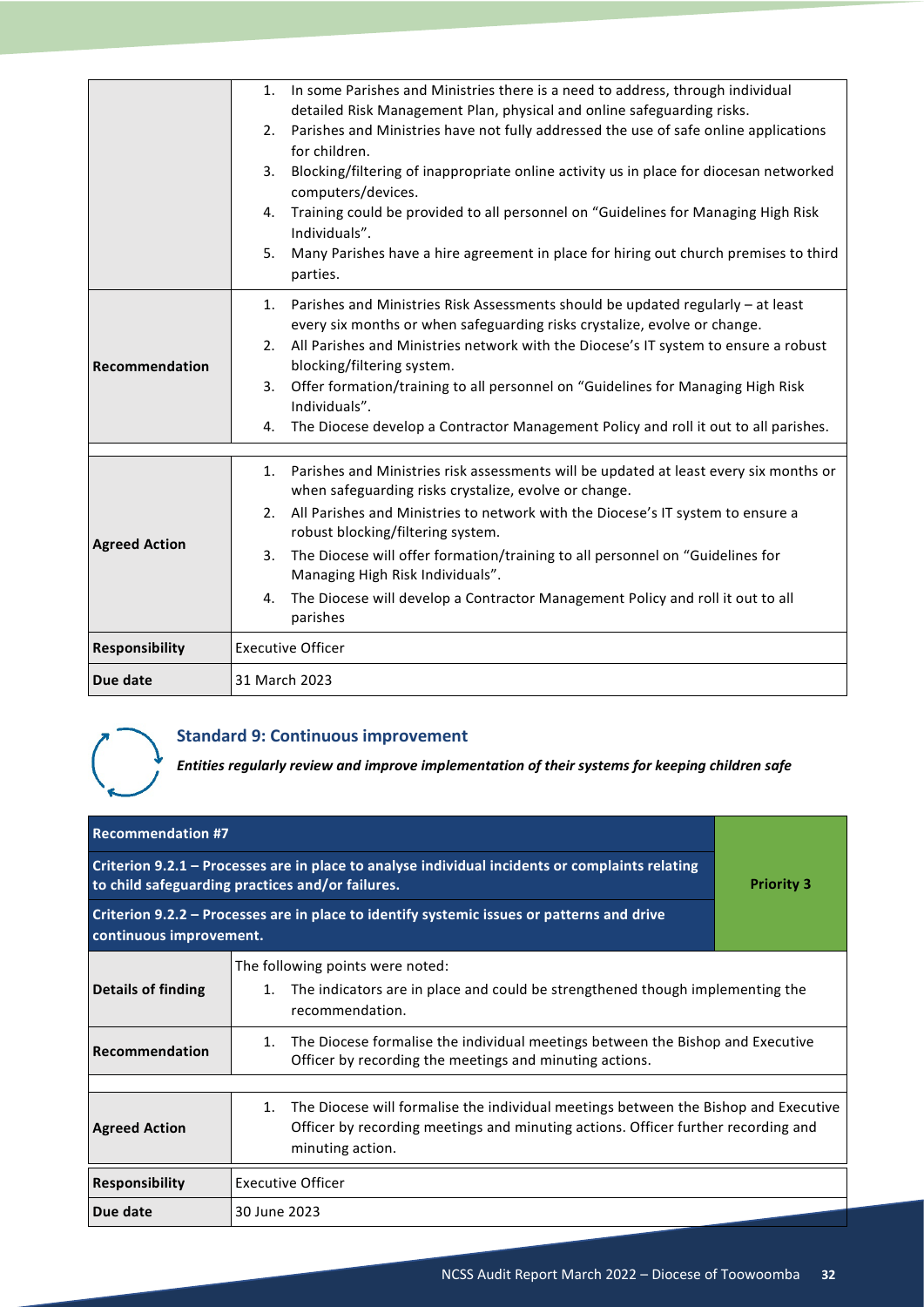| | |
|---|---|
| | 1. In some Parishes and Ministries there is a need to address, through individual detailed Risk Management Plan, physical and online safeguarding risks.<br>2. Parishes and Ministries have not fully addressed the use of safe online applications for children.<br>3. Blocking/filtering of inappropriate online activity us in place for diocesan networked computers/devices.<br>4. Training could be provided to all personnel on "Guidelines for Managing High Risk Individuals".<br>5. Many Parishes have a hire agreement in place for hiring out church premises to third parties. |
| **Recommendation** | 1. Parishes and Ministries Risk Assessments should be updated regularly – at least every six months or when safeguarding risks crystalize, evolve or change.<br>2. All Parishes and Ministries network with the Diocese's IT system to ensure a robust blocking/filtering system.<br>3. Offer formation/training to all personnel on "Guidelines for Managing High Risk Individuals".<br>4. The Diocese develop a Contractor Management Policy and roll it out to all parishes. |
| **Agreed Action** | 1. Parishes and Ministries risk assessments will be updated at least every six months or when safeguarding risks crystalize, evolve or change.<br>2. All Parishes and Ministries to network with the Diocese's IT system to ensure a robust blocking/filtering system.<br>3. The Diocese will offer formation/training to all personnel on "Guidelines for Managing High Risk Individuals".<br>4. The Diocese will develop a Contractor Management Policy and roll it out to all parishes |
| **Responsibility** | Executive Officer |
| **Due date** | 31 March 2023 |

## Standard 9: Continuous improvement

***Entities regularly review and improve implementation of their systems for keeping children safe***

| **Recommendation #7** | | |
|---|---|---|
| **Criterion 9.2.1 – Processes are in place to analyse individual incidents or complaints relating to child safeguarding practices and/or failures.** | | **Priority 3** |
| **Criterion 9.2.2 – Processes are in place to identify systemic issues or patterns and drive continuous improvement.** | | |
| **Details of finding** | The following points were noted:<br>1. The indicators are in place and could be strengthened though implementing the recommendation. | |
| **Recommendation** | 1. The Diocese formalise the individual meetings between the Bishop and Executive Officer by recording the meetings and minuting actions. | |
| **Agreed Action** | 1. The Diocese will formalise the individual meetings between the Bishop and Executive Officer by recording meetings and minuting actions. Officer further recording and minuting action. | |
| **Responsibility** | Executive Officer | |
| **Due date** | 30 June 2023 | |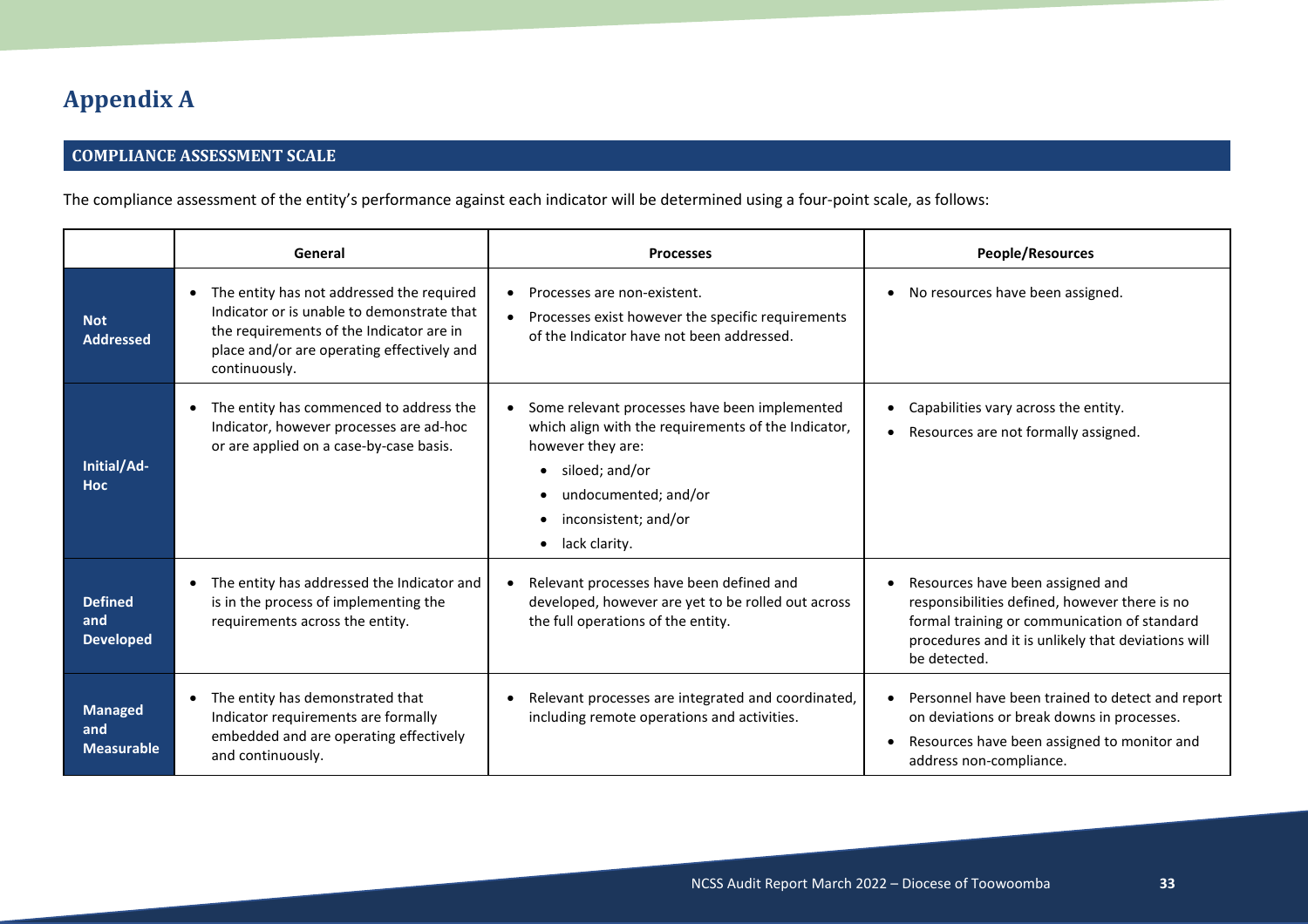# Appendix A

## COMPLIANCE ASSESSMENT SCALE

The compliance assessment of the entity's performance against each indicator will be determined using a four-point scale, as follows:

| | General | Processes | People/Resources |
|---|---|---|---|
| **Not Addressed** | • The entity has not addressed the required Indicator or is unable to demonstrate that the requirements of the Indicator are in place and/or are operating effectively and continuously. | • Processes are non-existent.<br>• Processes exist however the specific requirements of the Indicator have not been addressed. | • No resources have been assigned. |
| **Initial/Ad-Hoc** | • The entity has commenced to address the Indicator, however processes are ad-hoc or are applied on a case-by-case basis. | • Some relevant processes have been implemented which align with the requirements of the Indicator, however they are:<br>• siloed; and/or<br>• undocumented; and/or<br>• inconsistent; and/or<br>• lack clarity. | • Capabilities vary across the entity.<br>• Resources are not formally assigned. |
| **Defined and Developed** | • The entity has addressed the Indicator and is in the process of implementing the requirements across the entity. | • Relevant processes have been defined and developed, however are yet to be rolled out across the full operations of the entity. | • Resources have been assigned and responsibilities defined, however there is no formal training or communication of standard procedures and it is unlikely that deviations will be detected. |
| **Managed and Measurable** | • The entity has demonstrated that Indicator requirements are formally embedded and are operating effectively and continuously. | • Relevant processes are integrated and coordinated, including remote operations and activities. | • Personnel have been trained to detect and report on deviations or break downs in processes.<br>• Resources have been assigned to monitor and address non-compliance. |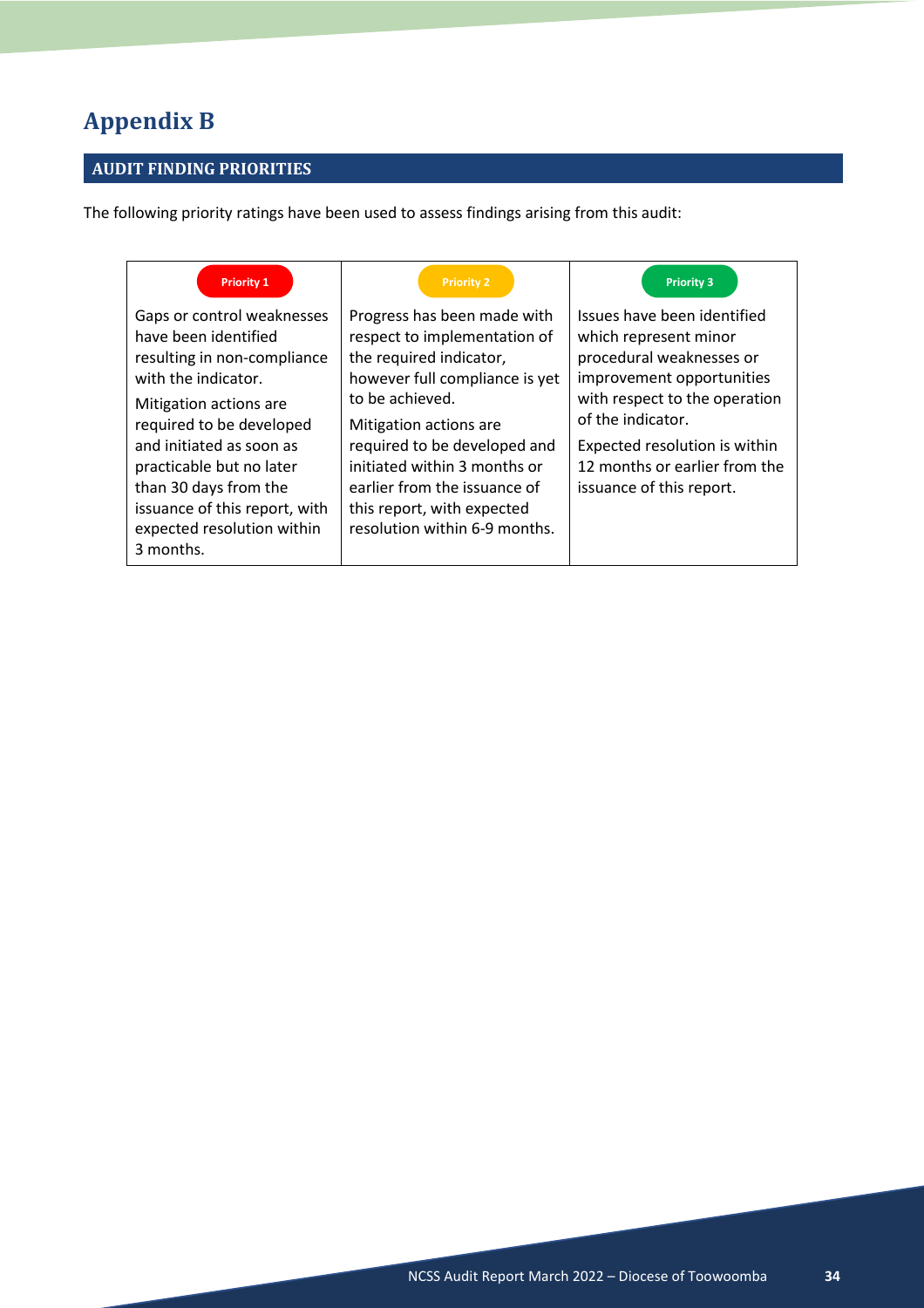# Appendix B

## AUDIT FINDING PRIORITIES

The following priority ratings have been used to assess findings arising from this audit:

| Priority 1 | Priority 2 | Priority 3 |
| --- | --- | --- |
| Gaps or control weaknesses have been identified resulting in non-compliance with the indicator.<br><br>Mitigation actions are required to be developed and initiated as soon as practicable but no later than 30 days from the issuance of this report, with expected resolution within 3 months. | Progress has been made with respect to implementation of the required indicator, however full compliance is yet to be achieved.<br><br>Mitigation actions are required to be developed and initiated within 3 months or earlier from the issuance of this report, with expected resolution within 6-9 months. | Issues have been identified which represent minor procedural weaknesses or improvement opportunities with respect to the operation of the indicator.<br><br>Expected resolution is within 12 months or earlier from the issuance of this report. |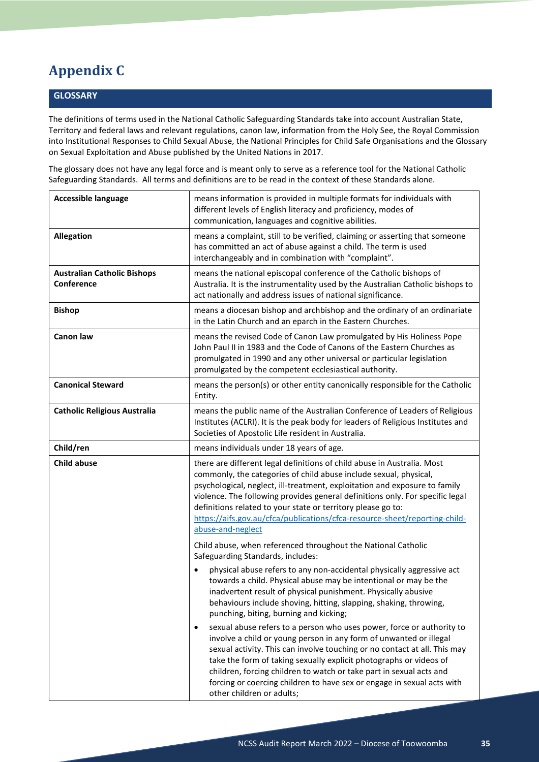# Appendix C

## GLOSSARY

The definitions of terms used in the National Catholic Safeguarding Standards take into account Australian State, Territory and federal laws and relevant regulations, canon law, information from the Holy See, the Royal Commission into Institutional Responses to Child Sexual Abuse, the National Principles for Child Safe Organisations and the Glossary on Sexual Exploitation and Abuse published by the United Nations in 2017.

The glossary does not have any legal force and is meant only to serve as a reference tool for the National Catholic Safeguarding Standards. All terms and definitions are to be read in the context of these Standards alone.

| Term | Definition |
| --- | --- |
| **Accessible language** | means information is provided in multiple formats for individuals with different levels of English literacy and proficiency, modes of communication, languages and cognitive abilities. |
| **Allegation** | means a complaint, still to be verified, claiming or asserting that someone has committed an act of abuse against a child. The term is used interchangeably and in combination with "complaint". |
| **Australian Catholic Bishops Conference** | means the national episcopal conference of the Catholic bishops of Australia. It is the instrumentality used by the Australian Catholic bishops to act nationally and address issues of national significance. |
| **Bishop** | means a diocesan bishop and archbishop and the ordinary of an ordinariate in the Latin Church and an eparch in the Eastern Churches. |
| **Canon law** | means the revised Code of Canon Law promulgated by His Holiness Pope John Paul II in 1983 and the Code of Canons of the Eastern Churches as promulgated in 1990 and any other universal or particular legislation promulgated by the competent ecclesiastical authority. |
| **Canonical Steward** | means the person(s) or other entity canonically responsible for the Catholic Entity. |
| **Catholic Religious Australia** | means the public name of the Australian Conference of Leaders of Religious Institutes (ACLRI). It is the peak body for leaders of Religious Institutes and Societies of Apostolic Life resident in Australia. |
| **Child/ren** | means individuals under 18 years of age. |
| **Child abuse** | there are different legal definitions of child abuse in Australia. Most commonly, the categories of child abuse include sexual, physical, psychological, neglect, ill-treatment, exploitation and exposure to family violence. The following provides general definitions only. For specific legal definitions related to your state or territory please go to: [https://aifs.gov.au/cfca/publications/cfca-resource-sheet/reporting-child-abuse-and-neglect](https://aifs.gov.au/cfca/publications/cfca-resource-sheet/reporting-child-abuse-and-neglect)<br><br>Child abuse, when referenced throughout the National Catholic Safeguarding Standards, includes:<br><br>• physical abuse refers to any non-accidental physically aggressive act towards a child. Physical abuse may be intentional or may be the inadvertent result of physical punishment. Physically abusive behaviours include shoving, hitting, slapping, shaking, throwing, punching, biting, burning and kicking;<br><br>• sexual abuse refers to a person who uses power, force or authority to involve a child or young person in any form of unwanted or illegal sexual activity. This can involve touching or no contact at all. This may take the form of taking sexually explicit photographs or videos of children, forcing children to watch or take part in sexual acts and forcing or coercing children to have sex or engage in sexual acts with other children or adults; |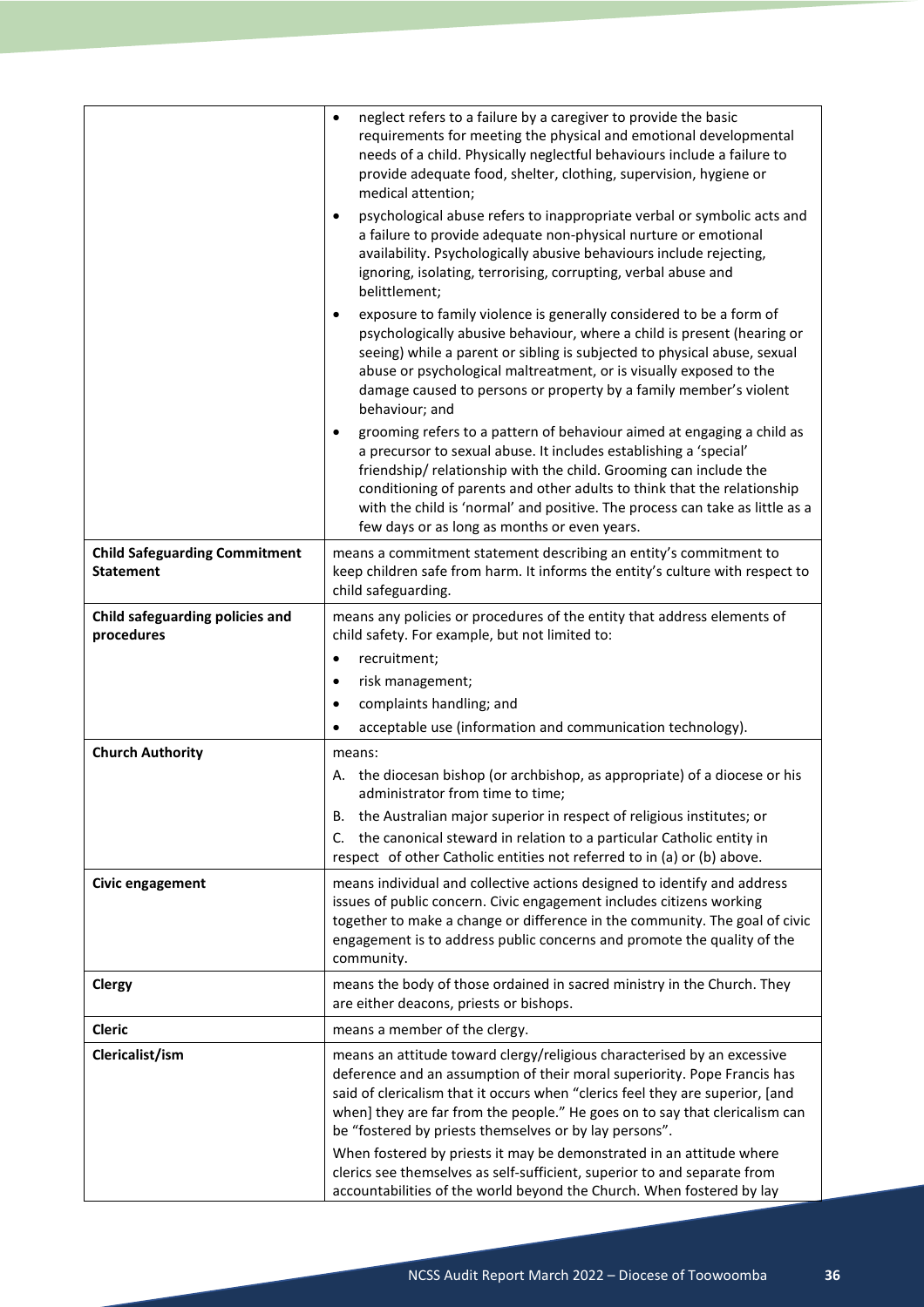| | |
|---|---|
| | • neglect refers to a failure by a caregiver to provide the basic requirements for meeting the physical and emotional developmental needs of a child. Physically neglectful behaviours include a failure to provide adequate food, shelter, clothing, supervision, hygiene or medical attention;<br>• psychological abuse refers to inappropriate verbal or symbolic acts and a failure to provide adequate non-physical nurture or emotional availability. Psychologically abusive behaviours include rejecting, ignoring, isolating, terrorising, corrupting, verbal abuse and belittlement;<br>• exposure to family violence is generally considered to be a form of psychologically abusive behaviour, where a child is present (hearing or seeing) while a parent or sibling is subjected to physical abuse, sexual abuse or psychological maltreatment, or is visually exposed to the damage caused to persons or property by a family member's violent behaviour; and<br>• grooming refers to a pattern of behaviour aimed at engaging a child as a precursor to sexual abuse. It includes establishing a 'special' friendship/ relationship with the child. Grooming can include the conditioning of parents and other adults to think that the relationship with the child is 'normal' and positive. The process can take as little as a few days or as long as months or even years. |
| **Child Safeguarding Commitment Statement** | means a commitment statement describing an entity's commitment to keep children safe from harm. It informs the entity's culture with respect to child safeguarding. |
| **Child safeguarding policies and procedures** | means any policies or procedures of the entity that address elements of child safety. For example, but not limited to:<br>• recruitment;<br>• risk management;<br>• complaints handling; and<br>• acceptable use (information and communication technology). |
| **Church Authority** | means:<br>A. the diocesan bishop (or archbishop, as appropriate) of a diocese or his administrator from time to time;<br>B. the Australian major superior in respect of religious institutes; or<br>C. the canonical steward in relation to a particular Catholic entity in respect of other Catholic entities not referred to in (a) or (b) above. |
| **Civic engagement** | means individual and collective actions designed to identify and address issues of public concern. Civic engagement includes citizens working together to make a change or difference in the community. The goal of civic engagement is to address public concerns and promote the quality of the community. |
| **Clergy** | means the body of those ordained in sacred ministry in the Church. They are either deacons, priests or bishops. |
| **Cleric** | means a member of the clergy. |
| **Clericalist/ism** | means an attitude toward clergy/religious characterised by an excessive deference and an assumption of their moral superiority. Pope Francis has said of clericalism that it occurs when "clerics feel they are superior, [and when] they are far from the people." He goes on to say that clericalism can be "fostered by priests themselves or by lay persons".<br>When fostered by priests it may be demonstrated in an attitude where clerics see themselves as self-sufficient, superior to and separate from accountabilities of the world beyond the Church. When fostered by lay |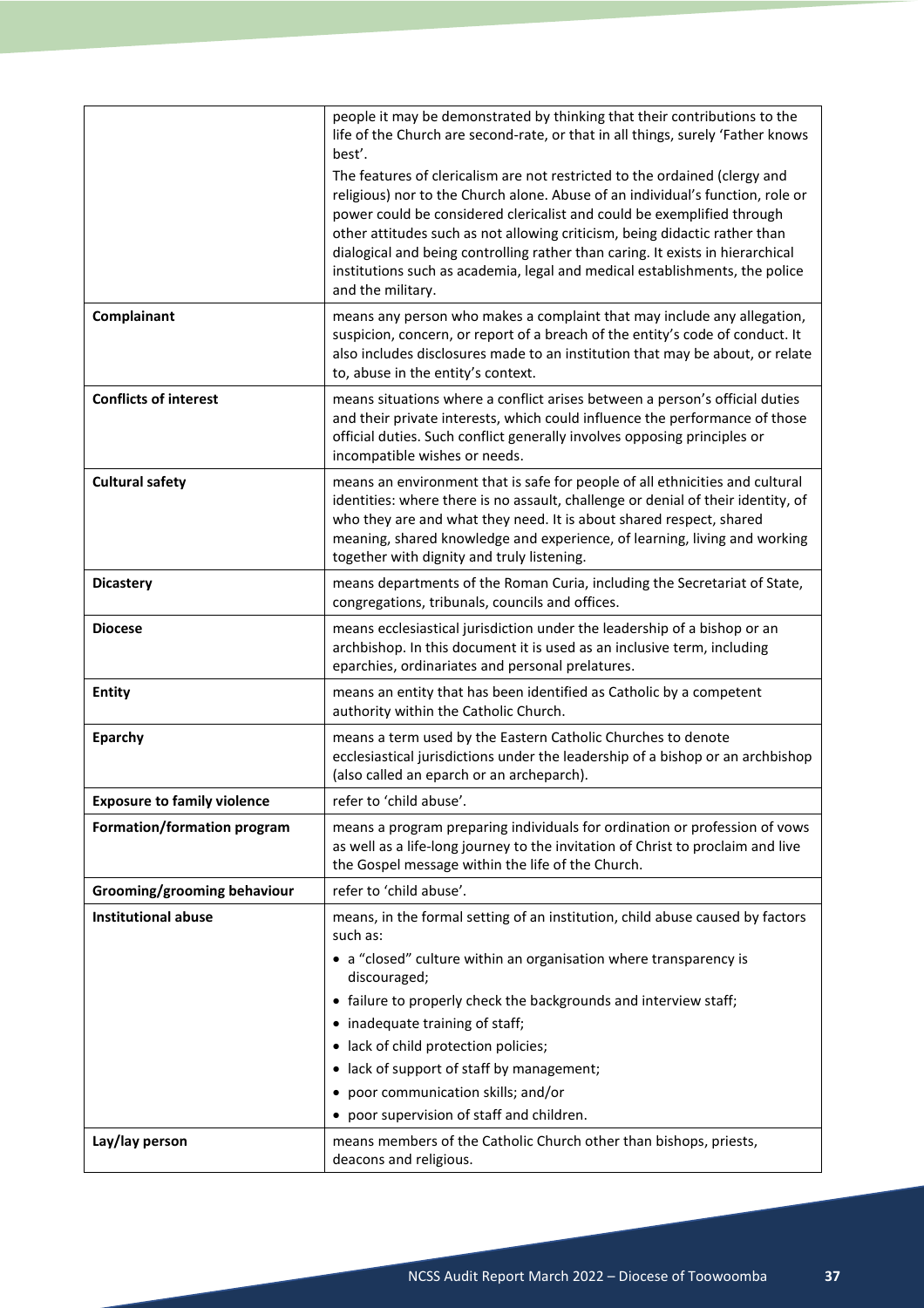| | |
|---|---|
| | people it may be demonstrated by thinking that their contributions to the life of the Church are second-rate, or that in all things, surely 'Father knows best'.<br>The features of clericalism are not restricted to the ordained (clergy and religious) nor to the Church alone. Abuse of an individual's function, role or power could be considered clericalist and could be exemplified through other attitudes such as not allowing criticism, being didactic rather than dialogical and being controlling rather than caring. It exists in hierarchical institutions such as academia, legal and medical establishments, the police and the military. |
| **Complainant** | means any person who makes a complaint that may include any allegation, suspicion, concern, or report of a breach of the entity's code of conduct. It also includes disclosures made to an institution that may be about, or relate to, abuse in the entity's context. |
| **Conflicts of interest** | means situations where a conflict arises between a person's official duties and their private interests, which could influence the performance of those official duties. Such conflict generally involves opposing principles or incompatible wishes or needs. |
| **Cultural safety** | means an environment that is safe for people of all ethnicities and cultural identities: where there is no assault, challenge or denial of their identity, of who they are and what they need. It is about shared respect, shared meaning, shared knowledge and experience, of learning, living and working together with dignity and truly listening. |
| **Dicastery** | means departments of the Roman Curia, including the Secretariat of State, congregations, tribunals, councils and offices. |
| **Diocese** | means ecclesiastical jurisdiction under the leadership of a bishop or an archbishop. In this document it is used as an inclusive term, including eparchies, ordinariates and personal prelatures. |
| **Entity** | means an entity that has been identified as Catholic by a competent authority within the Catholic Church. |
| **Eparchy** | means a term used by the Eastern Catholic Churches to denote ecclesiastical jurisdictions under the leadership of a bishop or an archbishop (also called an eparch or an archeparch). |
| **Exposure to family violence** | refer to 'child abuse'. |
| **Formation/formation program** | means a program preparing individuals for ordination or profession of vows as well as a life-long journey to the invitation of Christ to proclaim and live the Gospel message within the life of the Church. |
| **Grooming/grooming behaviour** | refer to 'child abuse'. |
| **Institutional abuse** | means, in the formal setting of an institution, child abuse caused by factors such as:<br>• a "closed" culture within an organisation where transparency is discouraged;<br>• failure to properly check the backgrounds and interview staff;<br>• inadequate training of staff;<br>• lack of child protection policies;<br>• lack of support of staff by management;<br>• poor communication skills; and/or<br>• poor supervision of staff and children. |
| **Lay/lay person** | means members of the Catholic Church other than bishops, priests, deacons and religious. |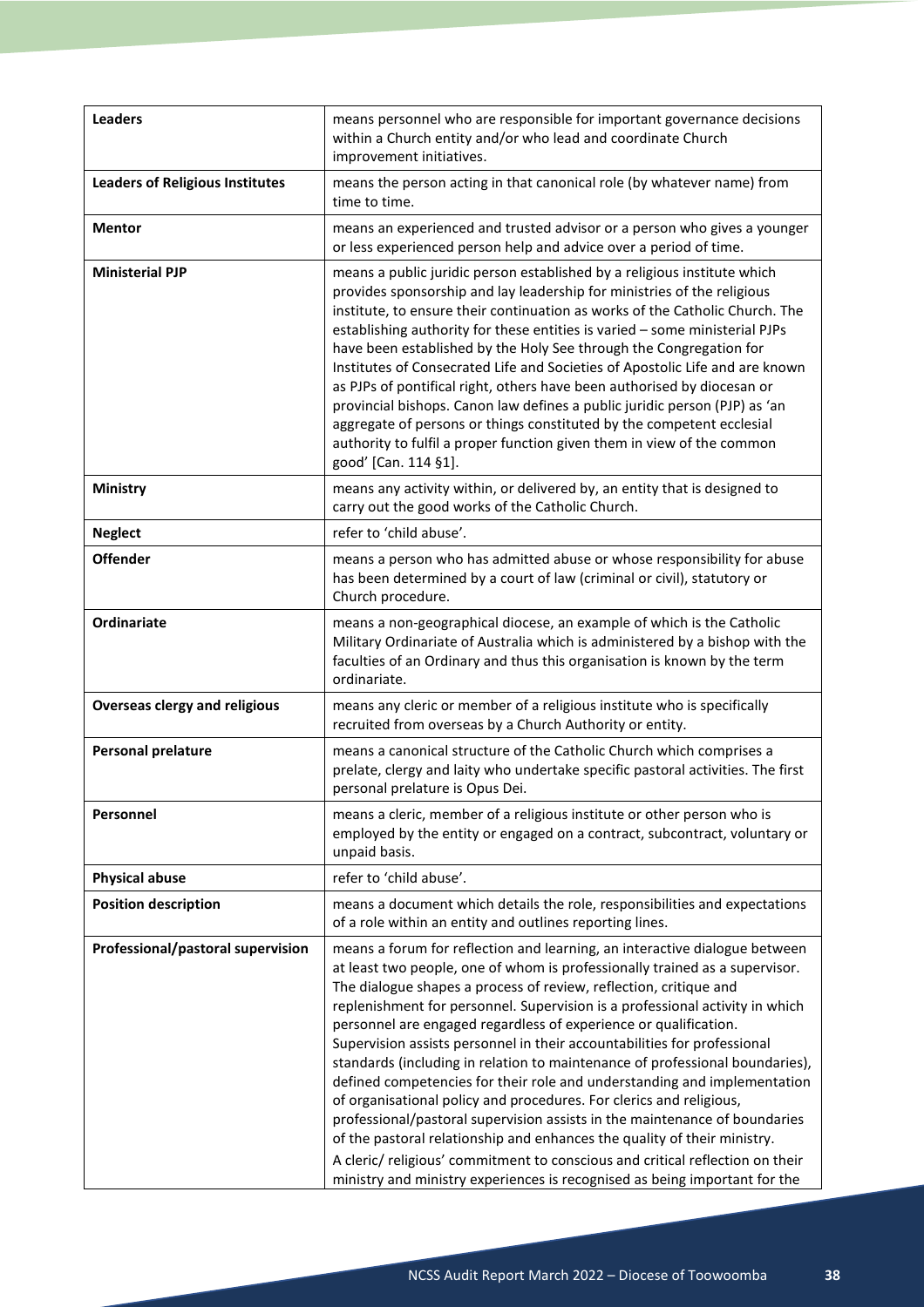| | |
|---|---|
| **Leaders** | means personnel who are responsible for important governance decisions within a Church entity and/or who lead and coordinate Church improvement initiatives. |
| **Leaders of Religious Institutes** | means the person acting in that canonical role (by whatever name) from time to time. |
| **Mentor** | means an experienced and trusted advisor or a person who gives a younger or less experienced person help and advice over a period of time. |
| **Ministerial PJP** | means a public juridic person established by a religious institute which provides sponsorship and lay leadership for ministries of the religious institute, to ensure their continuation as works of the Catholic Church. The establishing authority for these entities is varied – some ministerial PJPs have been established by the Holy See through the Congregation for Institutes of Consecrated Life and Societies of Apostolic Life and are known as PJPs of pontifical right, others have been authorised by diocesan or provincial bishops. Canon law defines a public juridic person (PJP) as 'an aggregate of persons or things constituted by the competent ecclesial authority to fulfil a proper function given them in view of the common good' [Can. 114 §1]. |
| **Ministry** | means any activity within, or delivered by, an entity that is designed to carry out the good works of the Catholic Church. |
| **Neglect** | refer to 'child abuse'. |
| **Offender** | means a person who has admitted abuse or whose responsibility for abuse has been determined by a court of law (criminal or civil), statutory or Church procedure. |
| **Ordinariate** | means a non-geographical diocese, an example of which is the Catholic Military Ordinariate of Australia which is administered by a bishop with the faculties of an Ordinary and thus this organisation is known by the term ordinariate. |
| **Overseas clergy and religious** | means any cleric or member of a religious institute who is specifically recruited from overseas by a Church Authority or entity. |
| **Personal prelature** | means a canonical structure of the Catholic Church which comprises a prelate, clergy and laity who undertake specific pastoral activities. The first personal prelature is Opus Dei. |
| **Personnel** | means a cleric, member of a religious institute or other person who is employed by the entity or engaged on a contract, subcontract, voluntary or unpaid basis. |
| **Physical abuse** | refer to 'child abuse'. |
| **Position description** | means a document which details the role, responsibilities and expectations of a role within an entity and outlines reporting lines. |
| **Professional/pastoral supervision** | means a forum for reflection and learning, an interactive dialogue between at least two people, one of whom is professionally trained as a supervisor. The dialogue shapes a process of review, reflection, critique and replenishment for personnel. Supervision is a professional activity in which personnel are engaged regardless of experience or qualification. Supervision assists personnel in their accountabilities for professional standards (including in relation to maintenance of professional boundaries), defined competencies for their role and understanding and implementation of organisational policy and procedures. For clerics and religious, professional/pastoral supervision assists in the maintenance of boundaries of the pastoral relationship and enhances the quality of their ministry. A cleric/ religious' commitment to conscious and critical reflection on their ministry and ministry experiences is recognised as being important for the |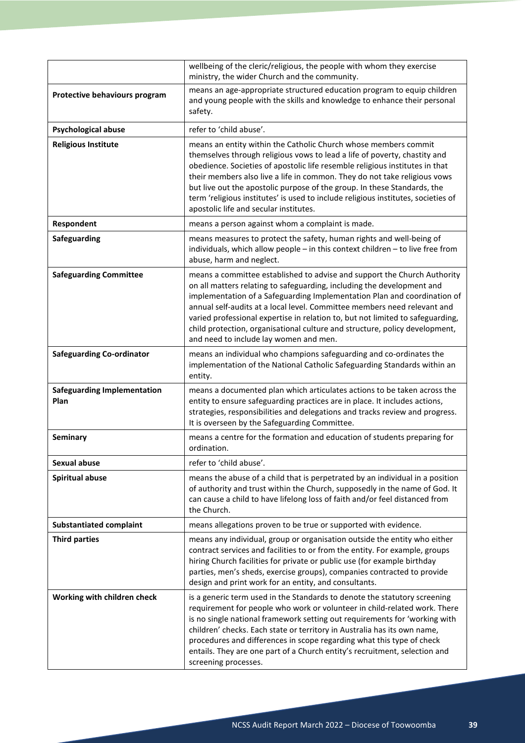| | |
|---|---|
| | wellbeing of the cleric/religious, the people with whom they exercise ministry, the wider Church and the community. |
| **Protective behaviours program** | means an age-appropriate structured education program to equip children and young people with the skills and knowledge to enhance their personal safety. |
| **Psychological abuse** | refer to 'child abuse'. |
| **Religious Institute** | means an entity within the Catholic Church whose members commit themselves through religious vows to lead a life of poverty, chastity and obedience. Societies of apostolic life resemble religious institutes in that their members also live a life in common. They do not take religious vows but live out the apostolic purpose of the group. In these Standards, the term 'religious institutes' is used to include religious institutes, societies of apostolic life and secular institutes. |
| **Respondent** | means a person against whom a complaint is made. |
| **Safeguarding** | means measures to protect the safety, human rights and well-being of individuals, which allow people – in this context children – to live free from abuse, harm and neglect. |
| **Safeguarding Committee** | means a committee established to advise and support the Church Authority on all matters relating to safeguarding, including the development and implementation of a Safeguarding Implementation Plan and coordination of annual self-audits at a local level. Committee members need relevant and varied professional expertise in relation to, but not limited to safeguarding, child protection, organisational culture and structure, policy development, and need to include lay women and men. |
| **Safeguarding Co-ordinator** | means an individual who champions safeguarding and co-ordinates the implementation of the National Catholic Safeguarding Standards within an entity. |
| **Safeguarding Implementation Plan** | means a documented plan which articulates actions to be taken across the entity to ensure safeguarding practices are in place. It includes actions, strategies, responsibilities and delegations and tracks review and progress. It is overseen by the Safeguarding Committee. |
| **Seminary** | means a centre for the formation and education of students preparing for ordination. |
| **Sexual abuse** | refer to 'child abuse'. |
| **Spiritual abuse** | means the abuse of a child that is perpetrated by an individual in a position of authority and trust within the Church, supposedly in the name of God. It can cause a child to have lifelong loss of faith and/or feel distanced from the Church. |
| **Substantiated complaint** | means allegations proven to be true or supported with evidence. |
| **Third parties** | means any individual, group or organisation outside the entity who either contract services and facilities to or from the entity. For example, groups hiring Church facilities for private or public use (for example birthday parties, men's sheds, exercise groups), companies contracted to provide design and print work for an entity, and consultants. |
| **Working with children check** | is a generic term used in the Standards to denote the statutory screening requirement for people who work or volunteer in child-related work. There is no single national framework setting out requirements for 'working with children' checks. Each state or territory in Australia has its own name, procedures and differences in scope regarding what this type of check entails. They are one part of a Church entity's recruitment, selection and screening processes. |